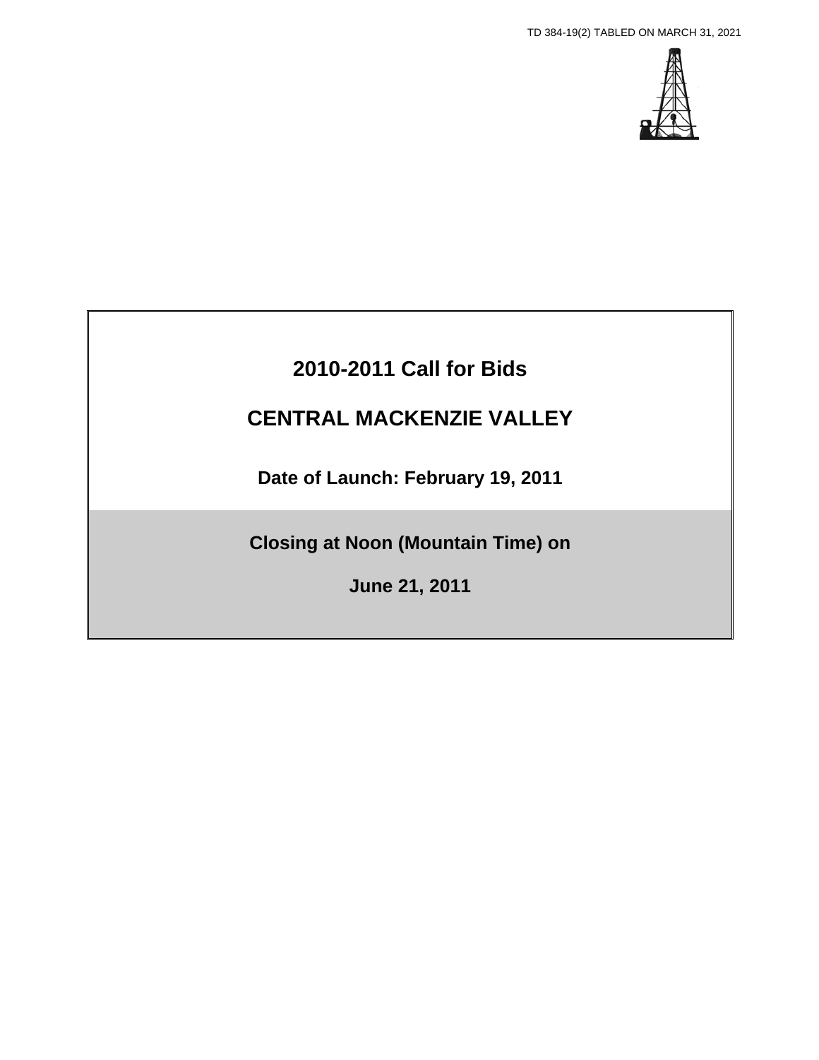TD 384-19(2) TABLED ON MARCH 31, 2021

# 2010-2011 Call for Bids

# CENTRAL MACKENZIE VALLEY

**Date of Launch: February 19, 2011**

**Closing at Noon (Mountain Time) on**

**June 21, 2011**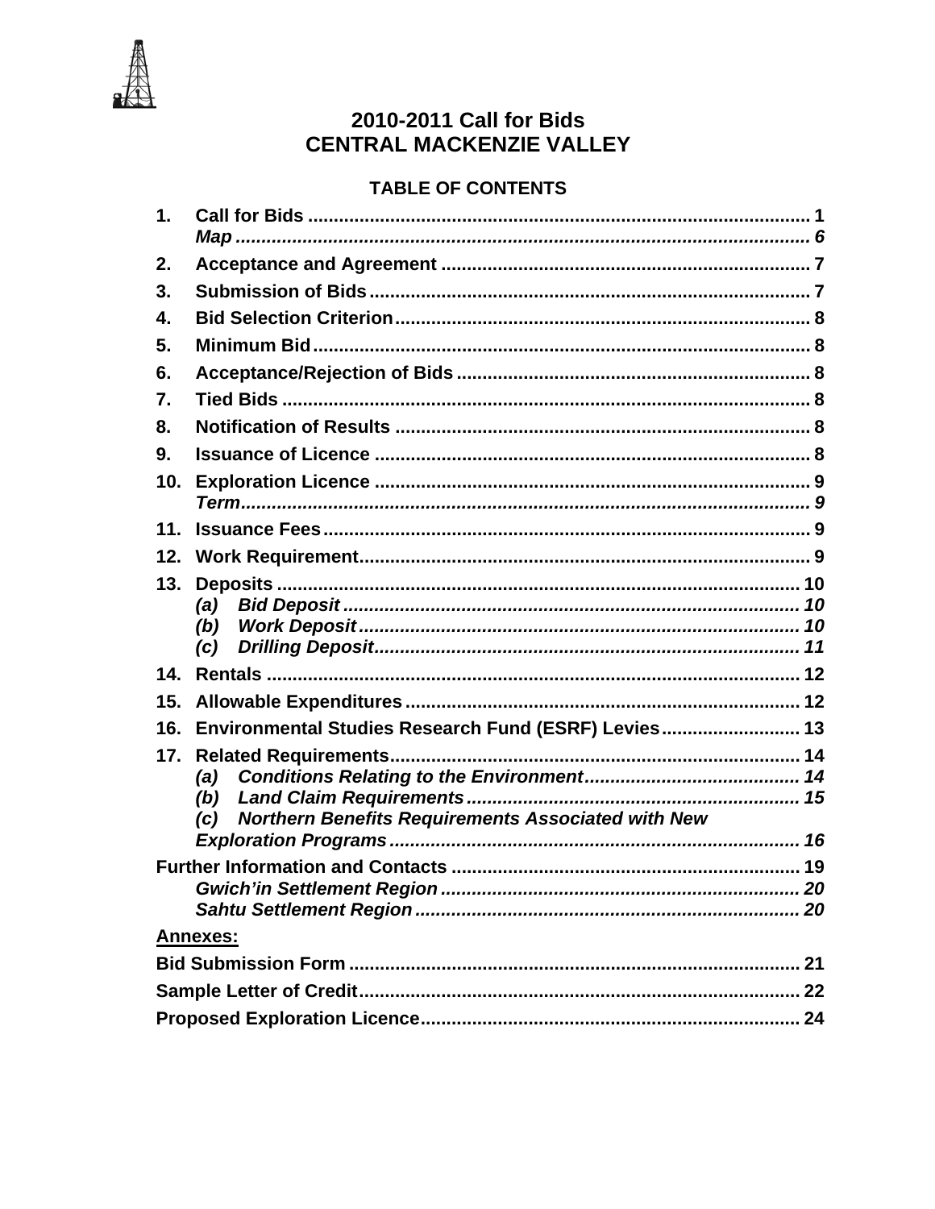# 2010-2011 Call for Bids
# CENTRAL MACKENZIE VALLEY

## TABLE OF CONTENTS

| | | |
|---|---|---|
| **1.** | **Call for Bids** | **1** |
| | *Map* | *6* |
| **2.** | **Acceptance and Agreement** | **7** |
| **3.** | **Submission of Bids** | **7** |
| **4.** | **Bid Selection Criterion** | **8** |
| **5.** | **Minimum Bid** | **8** |
| **6.** | **Acceptance/Rejection of Bids** | **8** |
| **7.** | **Tied Bids** | **8** |
| **8.** | **Notification of Results** | **8** |
| **9.** | **Issuance of Licence** | **8** |
| **10.** | **Exploration Licence** | **9** |
| | *Term* | *9* |
| **11.** | **Issuance Fees** | **9** |
| **12.** | **Work Requirement** | **9** |
| **13.** | **Deposits** | **10** |
| | *(a) Bid Deposit* | *10* |
| | *(b) Work Deposit* | *10* |
| | *(c) Drilling Deposit* | *11* |
| **14.** | **Rentals** | **12** |
| **15.** | **Allowable Expenditures** | **12** |
| **16.** | **Environmental Studies Research Fund (ESRF) Levies** | **13** |
| **17.** | **Related Requirements** | **14** |
| | *(a) Conditions Relating to the Environment* | *14* |
| | *(b) Land Claim Requirements* | *15* |
| | *(c) Northern Benefits Requirements Associated with New Exploration Programs* | *16* |
| | **Further Information and Contacts** | **19** |
| | *Gwich'in Settlement Region* | *20* |
| | *Sahtu Settlement Region* | *20* |

**<u>Annexes:</u>**

| | |
|---|---|
| **Bid Submission Form** | **21** |
| **Sample Letter of Credit** | **22** |
| **Proposed Exploration Licence** | **24** |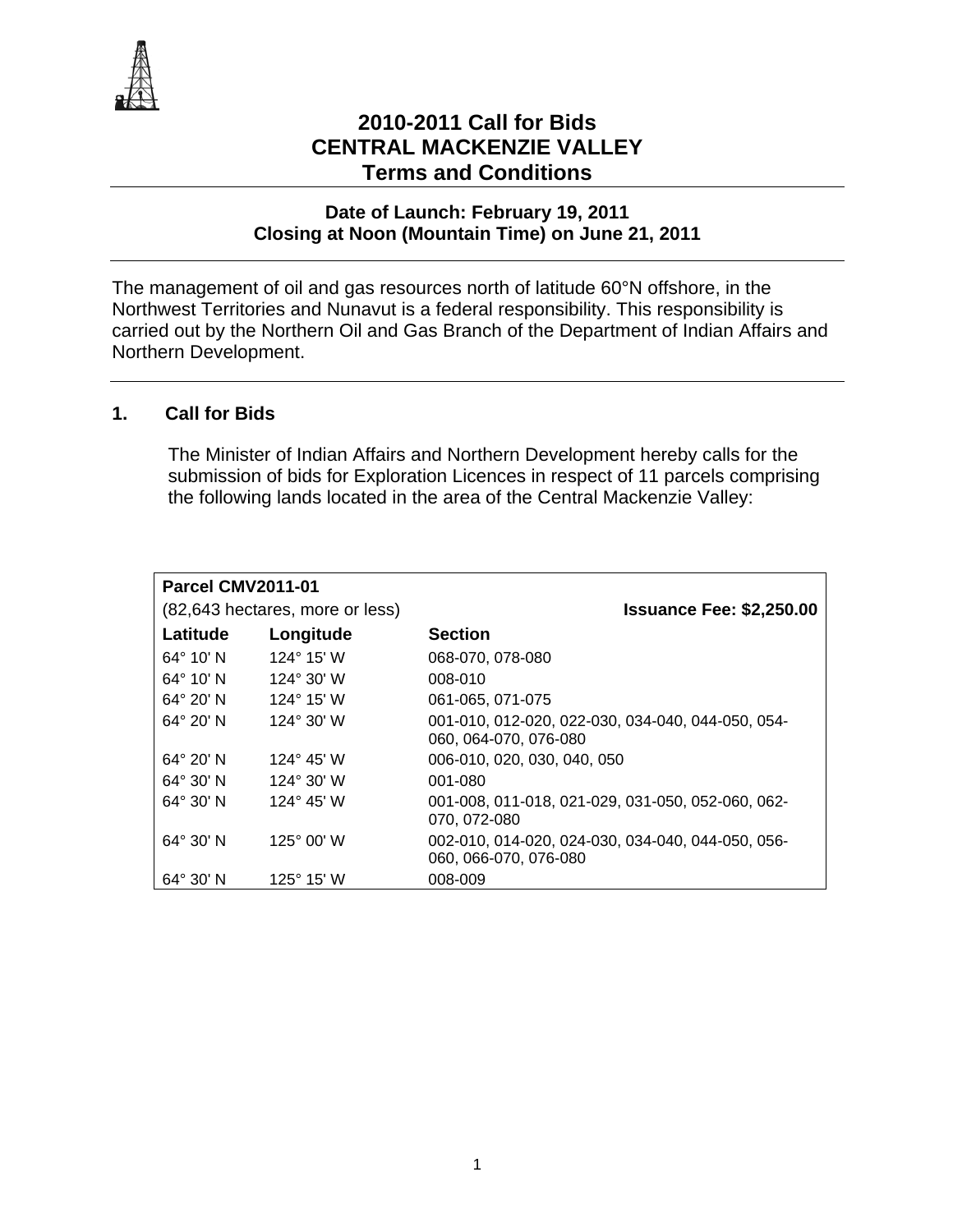# 2010-2011 Call for Bids
# CENTRAL MACKENZIE VALLEY
# Terms and Conditions

**Date of Launch: February 19, 2011**
**Closing at Noon (Mountain Time) on June 21, 2011**

---

The management of oil and gas resources north of latitude 60°N offshore, in the Northwest Territories and Nunavut is a federal responsibility. This responsibility is carried out by the Northern Oil and Gas Branch of the Department of Indian Affairs and Northern Development.

---

## 1. Call for Bids

The Minister of Indian Affairs and Northern Development hereby calls for the submission of bids for Exploration Licences in respect of 11 parcels comprising the following lands located in the area of the Central Mackenzie Valley:

**Parcel CMV2011-01**
(82,643 hectares, more or less) **Issuance Fee: $2,250.00**

| Latitude | Longitude | Section |
|---|---|---|
| 64° 10' N | 124° 15' W | 068-070, 078-080 |
| 64° 10' N | 124° 30' W | 008-010 |
| 64° 20' N | 124° 15' W | 061-065, 071-075 |
| 64° 20' N | 124° 30' W | 001-010, 012-020, 022-030, 034-040, 044-050, 054-060, 064-070, 076-080 |
| 64° 20' N | 124° 45' W | 006-010, 020, 030, 040, 050 |
| 64° 30' N | 124° 30' W | 001-080 |
| 64° 30' N | 124° 45' W | 001-008, 011-018, 021-029, 031-050, 052-060, 062-070, 072-080 |
| 64° 30' N | 125° 00' W | 002-010, 014-020, 024-030, 034-040, 044-050, 056-060, 066-070, 076-080 |
| 64° 30' N | 125° 15' W | 008-009 |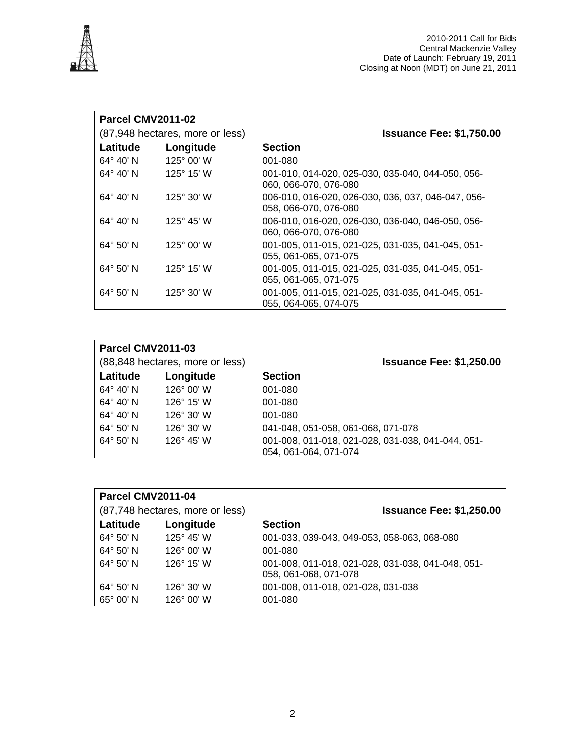| **Parcel CMV2011-02** | | |
|---|---|---|
| (87,948 hectares, more or less) | | **Issuance Fee: $1,750.00** |
| **Latitude** | **Longitude** | **Section** |
| 64° 40' N | 125° 00' W | 001-080 |
| 64° 40' N | 125° 15' W | 001-010, 014-020, 025-030, 035-040, 044-050, 056-060, 066-070, 076-080 |
| 64° 40' N | 125° 30' W | 006-010, 016-020, 026-030, 036, 037, 046-047, 056-058, 066-070, 076-080 |
| 64° 40' N | 125° 45' W | 006-010, 016-020, 026-030, 036-040, 046-050, 056-060, 066-070, 076-080 |
| 64° 50' N | 125° 00' W | 001-005, 011-015, 021-025, 031-035, 041-045, 051-055, 061-065, 071-075 |
| 64° 50' N | 125° 15' W | 001-005, 011-015, 021-025, 031-035, 041-045, 051-055, 061-065, 071-075 |
| 64° 50' N | 125° 30' W | 001-005, 011-015, 021-025, 031-035, 041-045, 051-055, 064-065, 074-075 |

| **Parcel CMV2011-03** | | |
|---|---|---|
| (88,848 hectares, more or less) | | **Issuance Fee: $1,250.00** |
| **Latitude** | **Longitude** | **Section** |
| 64° 40' N | 126° 00' W | 001-080 |
| 64° 40' N | 126° 15' W | 001-080 |
| 64° 40' N | 126° 30' W | 001-080 |
| 64° 50' N | 126° 30' W | 041-048, 051-058, 061-068, 071-078 |
| 64° 50' N | 126° 45' W | 001-008, 011-018, 021-028, 031-038, 041-044, 051-054, 061-064, 071-074 |

| **Parcel CMV2011-04** | | |
|---|---|---|
| (87,748 hectares, more or less) | | **Issuance Fee: $1,250.00** |
| **Latitude** | **Longitude** | **Section** |
| 64° 50' N | 125° 45' W | 001-033, 039-043, 049-053, 058-063, 068-080 |
| 64° 50' N | 126° 00' W | 001-080 |
| 64° 50' N | 126° 15' W | 001-008, 011-018, 021-028, 031-038, 041-048, 051-058, 061-068, 071-078 |
| 64° 50' N | 126° 30' W | 001-008, 011-018, 021-028, 031-038 |
| 65° 00' N | 126° 00' W | 001-080 |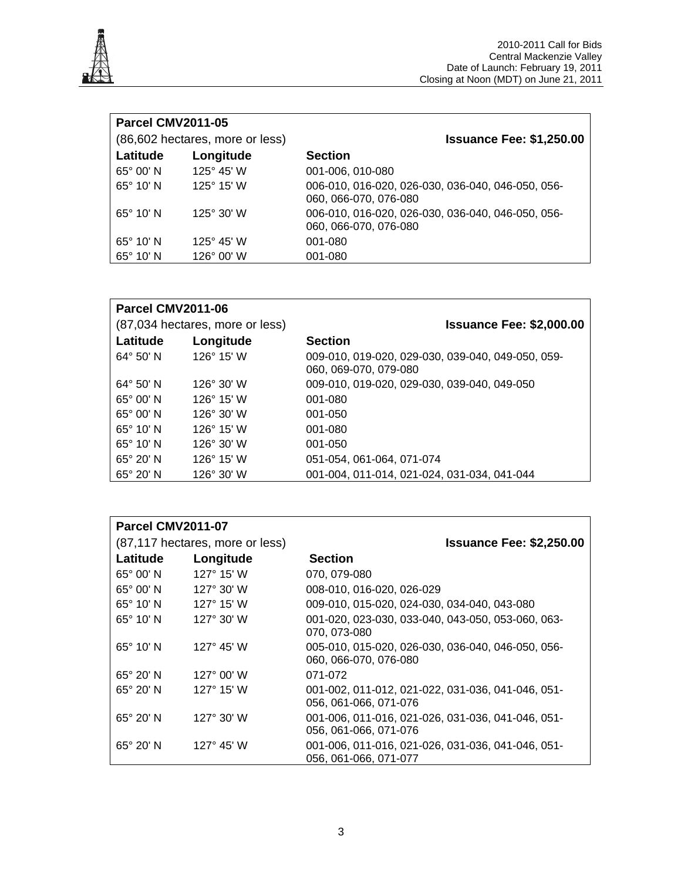| Parcel CMV2011-05 | | |
|---|---|---|
| (86,602 hectares, more or less) | | **Issuance Fee: $1,250.00** |
| **Latitude** | **Longitude** | **Section** |
| 65° 00' N | 125° 45' W | 001-006, 010-080 |
| 65° 10' N | 125° 15' W | 006-010, 016-020, 026-030, 036-040, 046-050, 056-060, 066-070, 076-080 |
| 65° 10' N | 125° 30' W | 006-010, 016-020, 026-030, 036-040, 046-050, 056-060, 066-070, 076-080 |
| 65° 10' N | 125° 45' W | 001-080 |
| 65° 10' N | 126° 00' W | 001-080 |

| Parcel CMV2011-06 | | |
|---|---|---|
| (87,034 hectares, more or less) | | **Issuance Fee: $2,000.00** |
| **Latitude** | **Longitude** | **Section** |
| 64° 50' N | 126° 15' W | 009-010, 019-020, 029-030, 039-040, 049-050, 059-060, 069-070, 079-080 |
| 64° 50' N | 126° 30' W | 009-010, 019-020, 029-030, 039-040, 049-050 |
| 65° 00' N | 126° 15' W | 001-080 |
| 65° 00' N | 126° 30' W | 001-050 |
| 65° 10' N | 126° 15' W | 001-080 |
| 65° 10' N | 126° 30' W | 001-050 |
| 65° 20' N | 126° 15' W | 051-054, 061-064, 071-074 |
| 65° 20' N | 126° 30' W | 001-004, 011-014, 021-024, 031-034, 041-044 |

| Parcel CMV2011-07 | | |
|---|---|---|
| (87,117 hectares, more or less) | | **Issuance Fee: $2,250.00** |
| **Latitude** | **Longitude** | **Section** |
| 65° 00' N | 127° 15' W | 070, 079-080 |
| 65° 00' N | 127° 30' W | 008-010, 016-020, 026-029 |
| 65° 10' N | 127° 15' W | 009-010, 015-020, 024-030, 034-040, 043-080 |
| 65° 10' N | 127° 30' W | 001-020, 023-030, 033-040, 043-050, 053-060, 063-070, 073-080 |
| 65° 10' N | 127° 45' W | 005-010, 015-020, 026-030, 036-040, 046-050, 056-060, 066-070, 076-080 |
| 65° 20' N | 127° 00' W | 071-072 |
| 65° 20' N | 127° 15' W | 001-002, 011-012, 021-022, 031-036, 041-046, 051-056, 061-066, 071-076 |
| 65° 20' N | 127° 30' W | 001-006, 011-016, 021-026, 031-036, 041-046, 051-056, 061-066, 071-076 |
| 65° 20' N | 127° 45' W | 001-006, 011-016, 021-026, 031-036, 041-046, 051-056, 061-066, 071-077 |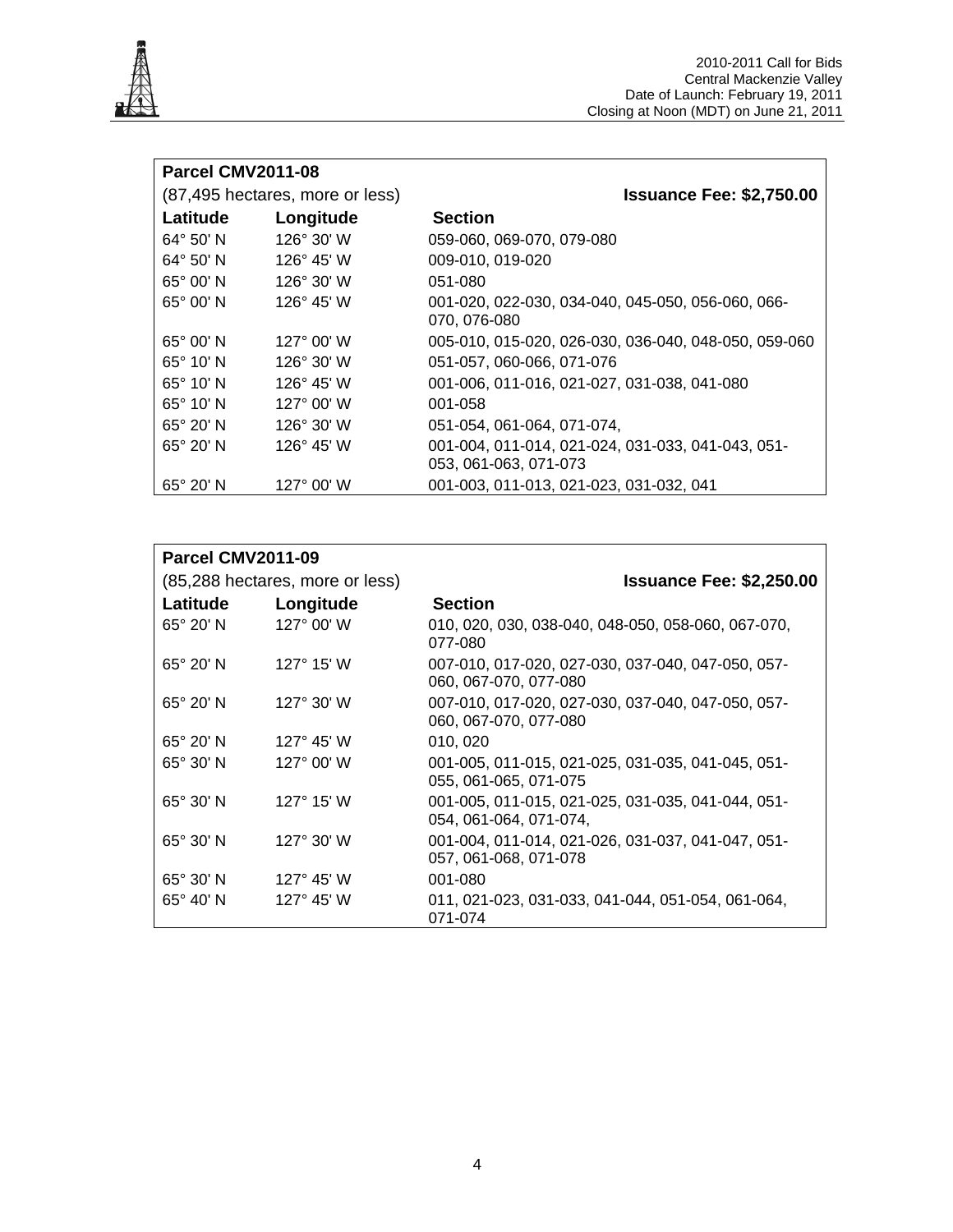| **Parcel CMV2011-08** | | |
|---|---|---|
| (87,495 hectares, more or less) | | **Issuance Fee: $2,750.00** |
| **Latitude** | **Longitude** | **Section** |
| 64° 50' N | 126° 30' W | 059-060, 069-070, 079-080 |
| 64° 50' N | 126° 45' W | 009-010, 019-020 |
| 65° 00' N | 126° 30' W | 051-080 |
| 65° 00' N | 126° 45' W | 001-020, 022-030, 034-040, 045-050, 056-060, 066-070, 076-080 |
| 65° 00' N | 127° 00' W | 005-010, 015-020, 026-030, 036-040, 048-050, 059-060 |
| 65° 10' N | 126° 30' W | 051-057, 060-066, 071-076 |
| 65° 10' N | 126° 45' W | 001-006, 011-016, 021-027, 031-038, 041-080 |
| 65° 10' N | 127° 00' W | 001-058 |
| 65° 20' N | 126° 30' W | 051-054, 061-064, 071-074, |
| 65° 20' N | 126° 45' W | 001-004, 011-014, 021-024, 031-033, 041-043, 051-053, 061-063, 071-073 |
| 65° 20' N | 127° 00' W | 001-003, 011-013, 021-023, 031-032, 041 |

| **Parcel CMV2011-09** | | |
|---|---|---|
| (85,288 hectares, more or less) | | **Issuance Fee: $2,250.00** |
| **Latitude** | **Longitude** | **Section** |
| 65° 20' N | 127° 00' W | 010, 020, 030, 038-040, 048-050, 058-060, 067-070, 077-080 |
| 65° 20' N | 127° 15' W | 007-010, 017-020, 027-030, 037-040, 047-050, 057-060, 067-070, 077-080 |
| 65° 20' N | 127° 30' W | 007-010, 017-020, 027-030, 037-040, 047-050, 057-060, 067-070, 077-080 |
| 65° 20' N | 127° 45' W | 010, 020 |
| 65° 30' N | 127° 00' W | 001-005, 011-015, 021-025, 031-035, 041-045, 051-055, 061-065, 071-075 |
| 65° 30' N | 127° 15' W | 001-005, 011-015, 021-025, 031-035, 041-044, 051-054, 061-064, 071-074, |
| 65° 30' N | 127° 30' W | 001-004, 011-014, 021-026, 031-037, 041-047, 051-057, 061-068, 071-078 |
| 65° 30' N | 127° 45' W | 001-080 |
| 65° 40' N | 127° 45' W | 011, 021-023, 031-033, 041-044, 051-054, 061-064, 071-074 |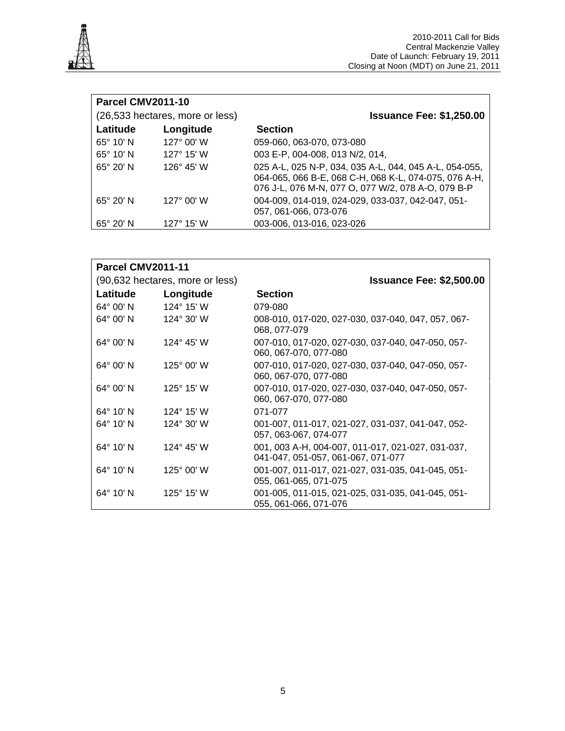**Parcel CMV2011-10**

(26,533 hectares, more or less) **Issuance Fee: $1,250.00**

| Latitude | Longitude | Section |
|---|---|---|
| 65° 10' N | 127° 00' W | 059-060, 063-070, 073-080 |
| 65° 10' N | 127° 15' W | 003 E-P, 004-008, 013 N/2, 014, |
| 65° 20' N | 126° 45' W | 025 A-L, 025 N-P, 034, 035 A-L, 044, 045 A-L, 054-055, 064-065, 066 B-E, 068 C-H, 068 K-L, 074-075, 076 A-H, 076 J-L, 076 M-N, 077 O, 077 W/2, 078 A-O, 079 B-P |
| 65° 20' N | 127° 00' W | 004-009, 014-019, 024-029, 033-037, 042-047, 051-057, 061-066, 073-076 |
| 65° 20' N | 127° 15' W | 003-006, 013-016, 023-026 |

**Parcel CMV2011-11**

(90,632 hectares, more or less) **Issuance Fee: $2,500.00**

| Latitude | Longitude | Section |
|---|---|---|
| 64° 00' N | 124° 15' W | 079-080 |
| 64° 00' N | 124° 30' W | 008-010, 017-020, 027-030, 037-040, 047, 057, 067-068, 077-079 |
| 64° 00' N | 124° 45' W | 007-010, 017-020, 027-030, 037-040, 047-050, 057-060, 067-070, 077-080 |
| 64° 00' N | 125° 00' W | 007-010, 017-020, 027-030, 037-040, 047-050, 057-060, 067-070, 077-080 |
| 64° 00' N | 125° 15' W | 007-010, 017-020, 027-030, 037-040, 047-050, 057-060, 067-070, 077-080 |
| 64° 10' N | 124° 15' W | 071-077 |
| 64° 10' N | 124° 30' W | 001-007, 011-017, 021-027, 031-037, 041-047, 052-057, 063-067, 074-077 |
| 64° 10' N | 124° 45' W | 001, 003 A-H, 004-007, 011-017, 021-027, 031-037, 041-047, 051-057, 061-067, 071-077 |
| 64° 10' N | 125° 00' W | 001-007, 011-017, 021-027, 031-035, 041-045, 051-055, 061-065, 071-075 |
| 64° 10' N | 125° 15' W | 001-005, 011-015, 021-025, 031-035, 041-045, 051-055, 061-066, 071-076 |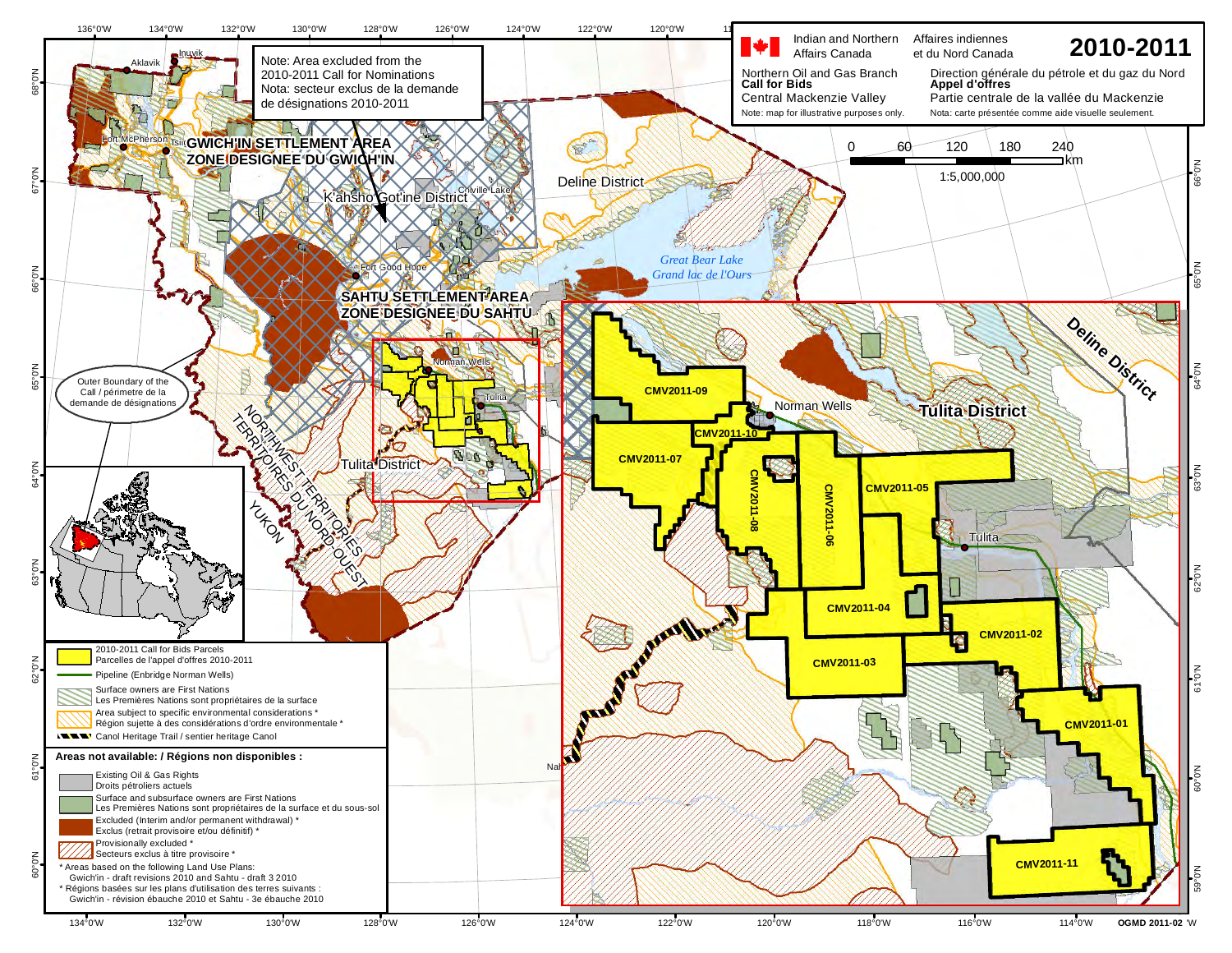# 2010-2011

Indian and Northern Affairs Canada / Affaires indiennes et du Nord Canada

Northern Oil and Gas Branch / Direction générale du pétrole et du gaz du Nord

**Call for Bids** / **Appel d'offres**

Central Mackenzie Valley / Partie centrale de la vallée du Mackenzie

Note: map for illustrative purposes only. / Nota: carte présentée comme aide visuelle seulement.

0 60 120 180 240 km

1:5,000,000

Note: Area excluded from the 2010-2011 Call for Nominations
Nota: secteur exclus de la demande de désignations 2010-2011

Outer Boundary of the Call / périmètre de la demande de désignations

**GWICH'IN SETTLEMENT AREA**
**ZONE DÉSIGNÉE DU GWICH'IN**

**SAHTU SETTLEMENT AREA**
**ZONE DÉSIGNÉE DU SAHTU**

NORTHWEST TERRITORIES / TERRITOIRES DU NORD-OUEST

YUKON

K'asho Got'ine District

Deline District

Tulita District

Great Bear Lake / Grand lac de l'Ours

Inuvik, Aklavik, Fort McPherson, Tsiigehtchic, Colville Lake, Fort Good Hope, Norman Wells, Tulita

CMV2011-01, CMV2011-02, CMV2011-03, CMV2011-04, CMV2011-05, CMV2011-06, CMV2011-07, CMV2011-08, CMV2011-09, CMV2011-10, CMV2011-11

- 2010-2011 Call for Bids Parcels / Parcelles de l'appel d'offres 2010-2011
- Pipeline (Enbridge Norman Wells)
- Surface owners are First Nations / Les Premières Nations sont propriétaires de la surface
- Area subject to specific environmental considerations * / Région sujette à des considérations d'ordre environnementale *
- Canol Heritage Trail / sentier heritage Canol

**Areas not available: / Régions non disponibles :**

- Existing Oil & Gas Rights / Droits pétroliers actuels
- Surface and subsurface owners are First Nations / Les Premières Nations sont propriétaires de la surface et du sous-sol
- Excluded (Interim and/or permanent withdrawal) * / Exclus (retrait provisoire et/ou définitif) *
- Provisionally excluded * / Secteurs exclus à titre provisoire *

\* Areas based on the following Land Use Plans:
Gwich'in - draft revisions 2010 and Sahtu - draft 3 2010

\* Régions basées sur les plans d'utilisation des terres suivants :
Gwich'in - révision ébauche 2010 et Sahtu - 3e ébauche 2010

OGMD 2011-02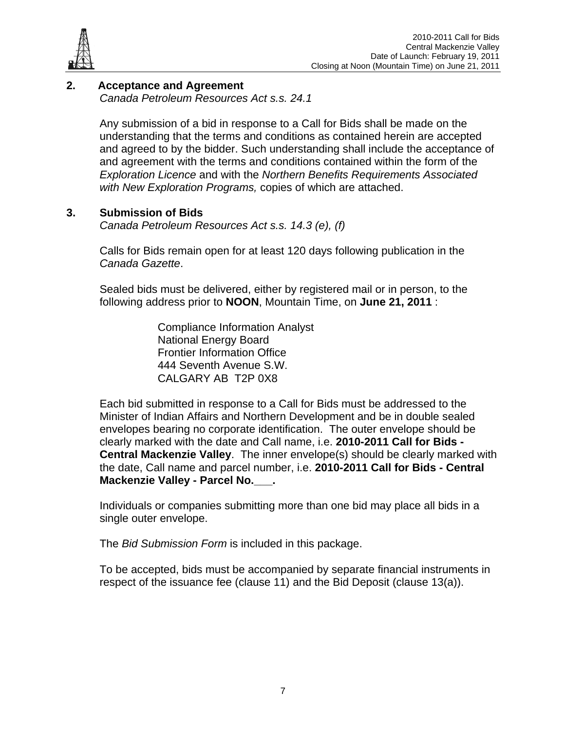## 2. Acceptance and Agreement

*Canada Petroleum Resources Act s.s. 24.1*

Any submission of a bid in response to a Call for Bids shall be made on the understanding that the terms and conditions as contained herein are accepted and agreed to by the bidder. Such understanding shall include the acceptance of and agreement with the terms and conditions contained within the form of the *Exploration Licence* and with the *Northern Benefits Requirements Associated with New Exploration Programs,* copies of which are attached.

## 3. Submission of Bids

*Canada Petroleum Resources Act s.s. 14.3 (e), (f)*

Calls for Bids remain open for at least 120 days following publication in the *Canada Gazette*.

Sealed bids must be delivered, either by registered mail or in person, to the following address prior to **NOON**, Mountain Time, on **June 21, 2011** :

Compliance Information Analyst
National Energy Board
Frontier Information Office
444 Seventh Avenue S.W.
CALGARY AB T2P 0X8

Each bid submitted in response to a Call for Bids must be addressed to the Minister of Indian Affairs and Northern Development and be in double sealed envelopes bearing no corporate identification. The outer envelope should be clearly marked with the date and Call name, i.e. **2010-2011 Call for Bids - Central Mackenzie Valley**. The inner envelope(s) should be clearly marked with the date, Call name and parcel number, i.e. **2010-2011 Call for Bids - Central Mackenzie Valley - Parcel No.___.**

Individuals or companies submitting more than one bid may place all bids in a single outer envelope.

The *Bid Submission Form* is included in this package.

To be accepted, bids must be accompanied by separate financial instruments in respect of the issuance fee (clause 11) and the Bid Deposit (clause 13(a)).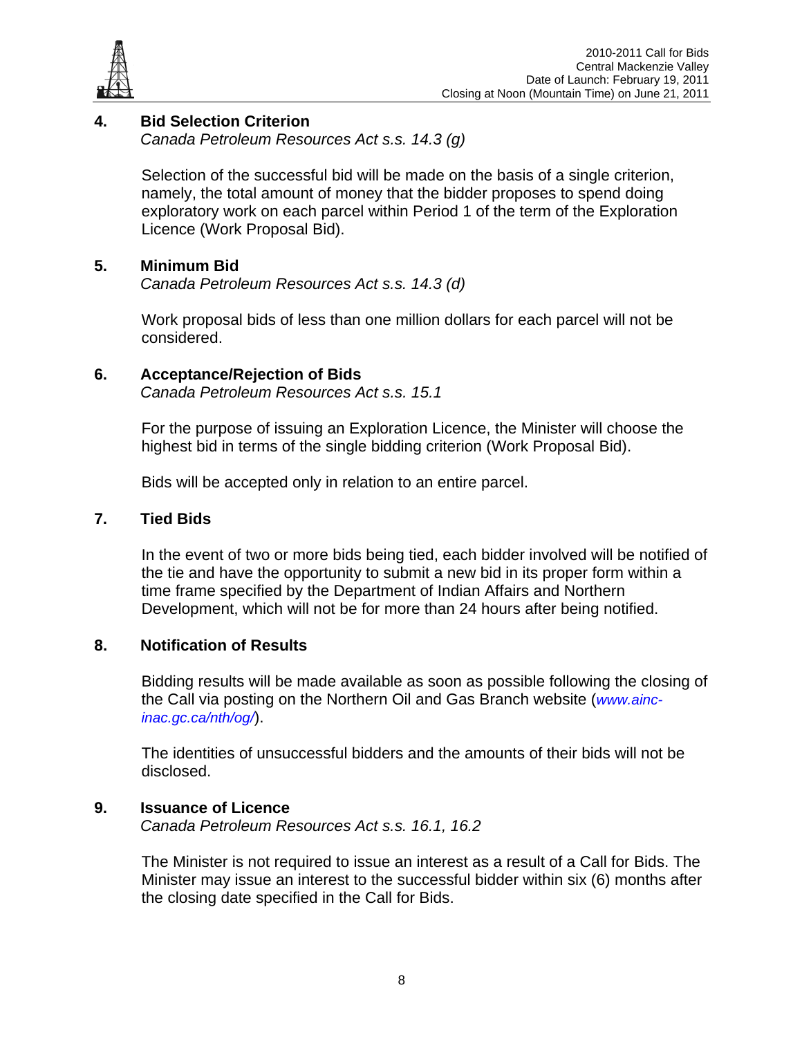## 4. Bid Selection Criterion

*Canada Petroleum Resources Act s.s. 14.3 (g)*

Selection of the successful bid will be made on the basis of a single criterion, namely, the total amount of money that the bidder proposes to spend doing exploratory work on each parcel within Period 1 of the term of the Exploration Licence (Work Proposal Bid).

## 5. Minimum Bid

*Canada Petroleum Resources Act s.s. 14.3 (d)*

Work proposal bids of less than one million dollars for each parcel will not be considered.

## 6. Acceptance/Rejection of Bids

*Canada Petroleum Resources Act s.s. 15.1*

For the purpose of issuing an Exploration Licence, the Minister will choose the highest bid in terms of the single bidding criterion (Work Proposal Bid).

Bids will be accepted only in relation to an entire parcel.

## 7. Tied Bids

In the event of two or more bids being tied, each bidder involved will be notified of the tie and have the opportunity to submit a new bid in its proper form within a time frame specified by the Department of Indian Affairs and Northern Development, which will not be for more than 24 hours after being notified.

## 8. Notification of Results

Bidding results will be made available as soon as possible following the closing of the Call via posting on the Northern Oil and Gas Branch website (*www.ainc-inac.gc.ca/nth/og/*).

The identities of unsuccessful bidders and the amounts of their bids will not be disclosed.

## 9. Issuance of Licence

*Canada Petroleum Resources Act s.s. 16.1, 16.2*

The Minister is not required to issue an interest as a result of a Call for Bids. The Minister may issue an interest to the successful bidder within six (6) months after the closing date specified in the Call for Bids.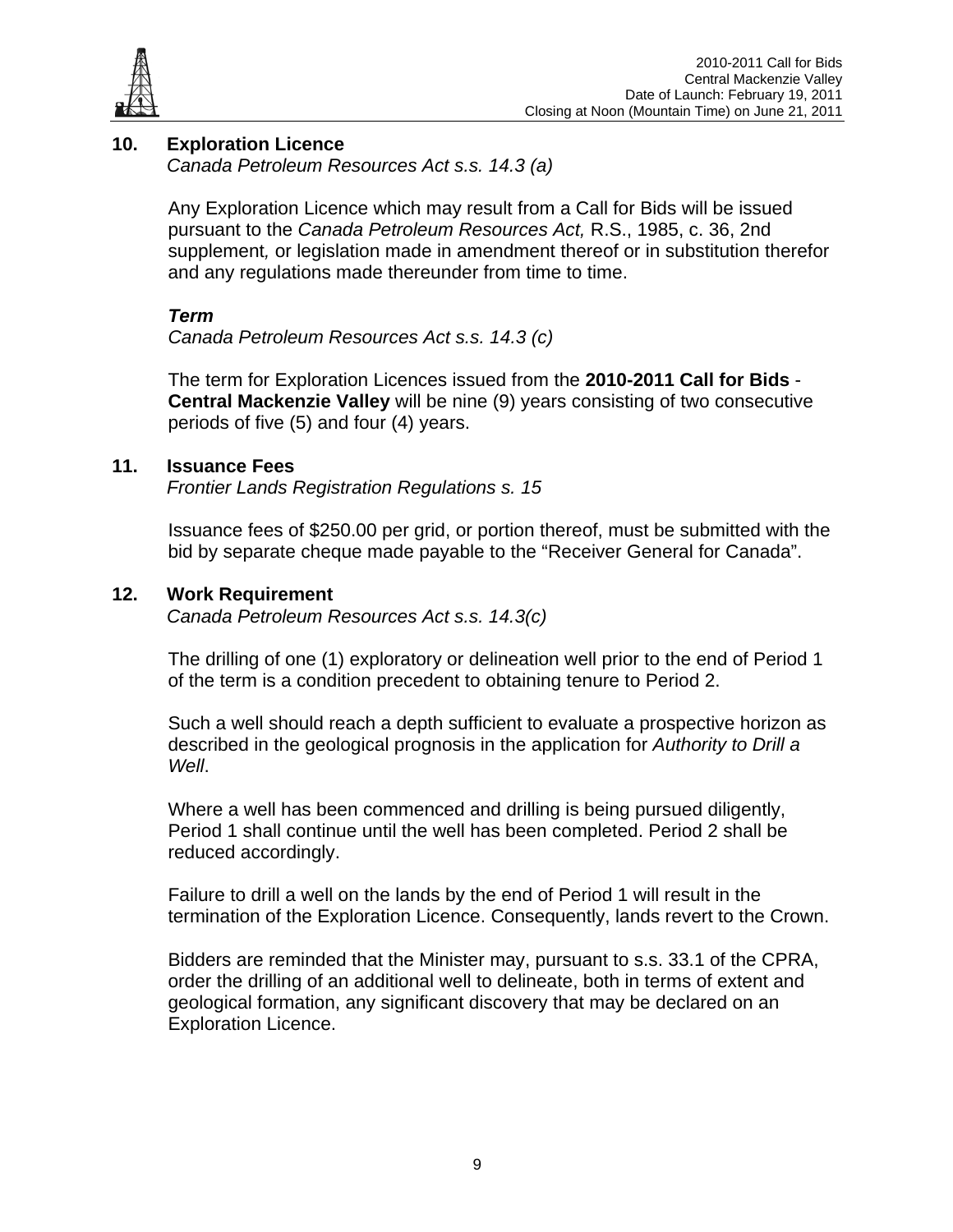## 10. Exploration Licence

*Canada Petroleum Resources Act s.s. 14.3 (a)*

Any Exploration Licence which may result from a Call for Bids will be issued pursuant to the *Canada Petroleum Resources Act,* R.S., 1985, c. 36, 2nd supplement*,* or legislation made in amendment thereof or in substitution therefor and any regulations made thereunder from time to time.

### *Term*

*Canada Petroleum Resources Act s.s. 14.3 (c)*

The term for Exploration Licences issued from the **2010-2011 Call for Bids** - **Central Mackenzie Valley** will be nine (9) years consisting of two consecutive periods of five (5) and four (4) years.

## 11. Issuance Fees

*Frontier Lands Registration Regulations s. 15*

Issuance fees of $250.00 per grid, or portion thereof, must be submitted with the bid by separate cheque made payable to the "Receiver General for Canada".

## 12. Work Requirement

*Canada Petroleum Resources Act s.s. 14.3(c)*

The drilling of one (1) exploratory or delineation well prior to the end of Period 1 of the term is a condition precedent to obtaining tenure to Period 2.

Such a well should reach a depth sufficient to evaluate a prospective horizon as described in the geological prognosis in the application for *Authority to Drill a Well*.

Where a well has been commenced and drilling is being pursued diligently, Period 1 shall continue until the well has been completed. Period 2 shall be reduced accordingly.

Failure to drill a well on the lands by the end of Period 1 will result in the termination of the Exploration Licence. Consequently, lands revert to the Crown.

Bidders are reminded that the Minister may, pursuant to s.s. 33.1 of the CPRA, order the drilling of an additional well to delineate, both in terms of extent and geological formation, any significant discovery that may be declared on an Exploration Licence.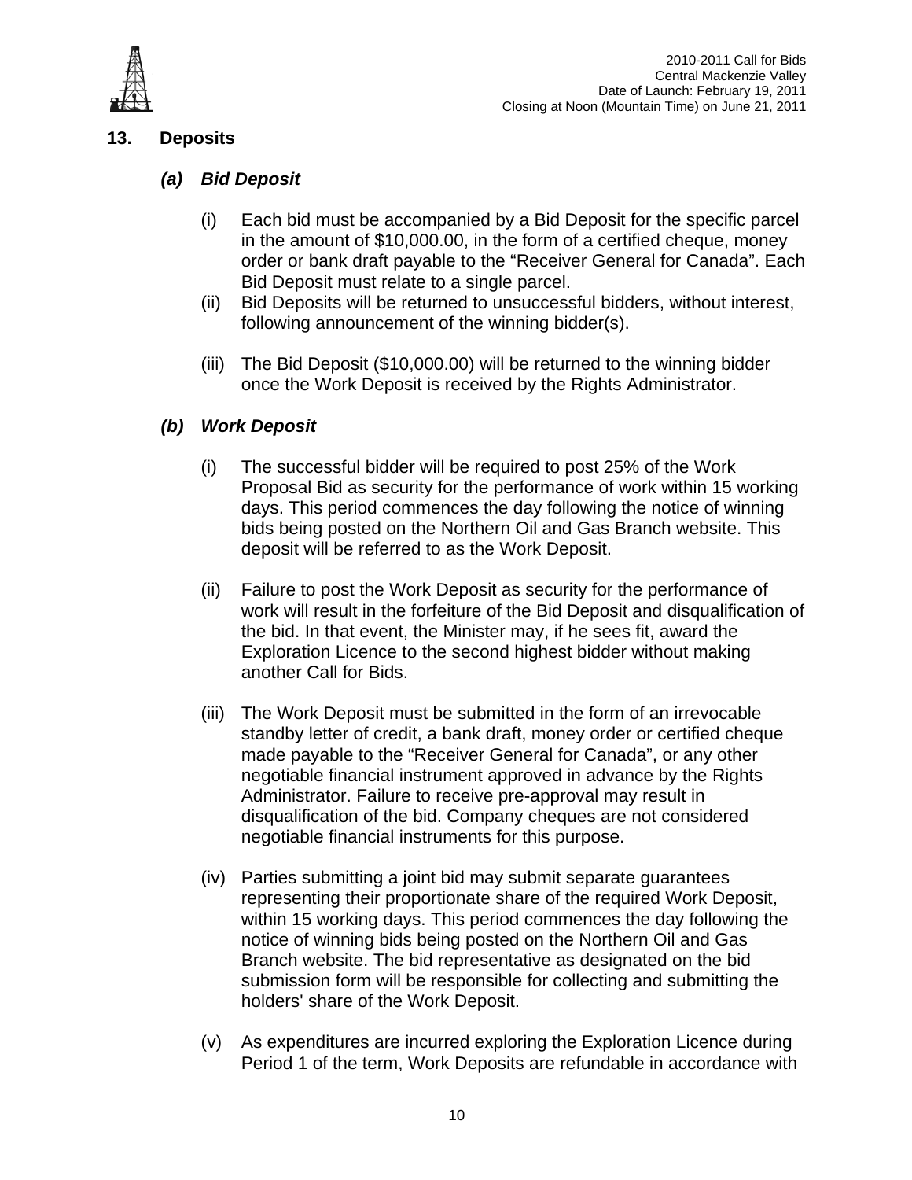## 13. Deposits

### *(a) Bid Deposit*

(i) Each bid must be accompanied by a Bid Deposit for the specific parcel in the amount of $10,000.00, in the form of a certified cheque, money order or bank draft payable to the "Receiver General for Canada". Each Bid Deposit must relate to a single parcel.

(ii) Bid Deposits will be returned to unsuccessful bidders, without interest, following announcement of the winning bidder(s).

(iii) The Bid Deposit ($10,000.00) will be returned to the winning bidder once the Work Deposit is received by the Rights Administrator.

### *(b) Work Deposit*

(i) The successful bidder will be required to post 25% of the Work Proposal Bid as security for the performance of work within 15 working days. This period commences the day following the notice of winning bids being posted on the Northern Oil and Gas Branch website. This deposit will be referred to as the Work Deposit.

(ii) Failure to post the Work Deposit as security for the performance of work will result in the forfeiture of the Bid Deposit and disqualification of the bid. In that event, the Minister may, if he sees fit, award the Exploration Licence to the second highest bidder without making another Call for Bids.

(iii) The Work Deposit must be submitted in the form of an irrevocable standby letter of credit, a bank draft, money order or certified cheque made payable to the "Receiver General for Canada", or any other negotiable financial instrument approved in advance by the Rights Administrator. Failure to receive pre-approval may result in disqualification of the bid. Company cheques are not considered negotiable financial instruments for this purpose.

(iv) Parties submitting a joint bid may submit separate guarantees representing their proportionate share of the required Work Deposit, within 15 working days. This period commences the day following the notice of winning bids being posted on the Northern Oil and Gas Branch website. The bid representative as designated on the bid submission form will be responsible for collecting and submitting the holders' share of the Work Deposit.

(v) As expenditures are incurred exploring the Exploration Licence during Period 1 of the term, Work Deposits are refundable in accordance with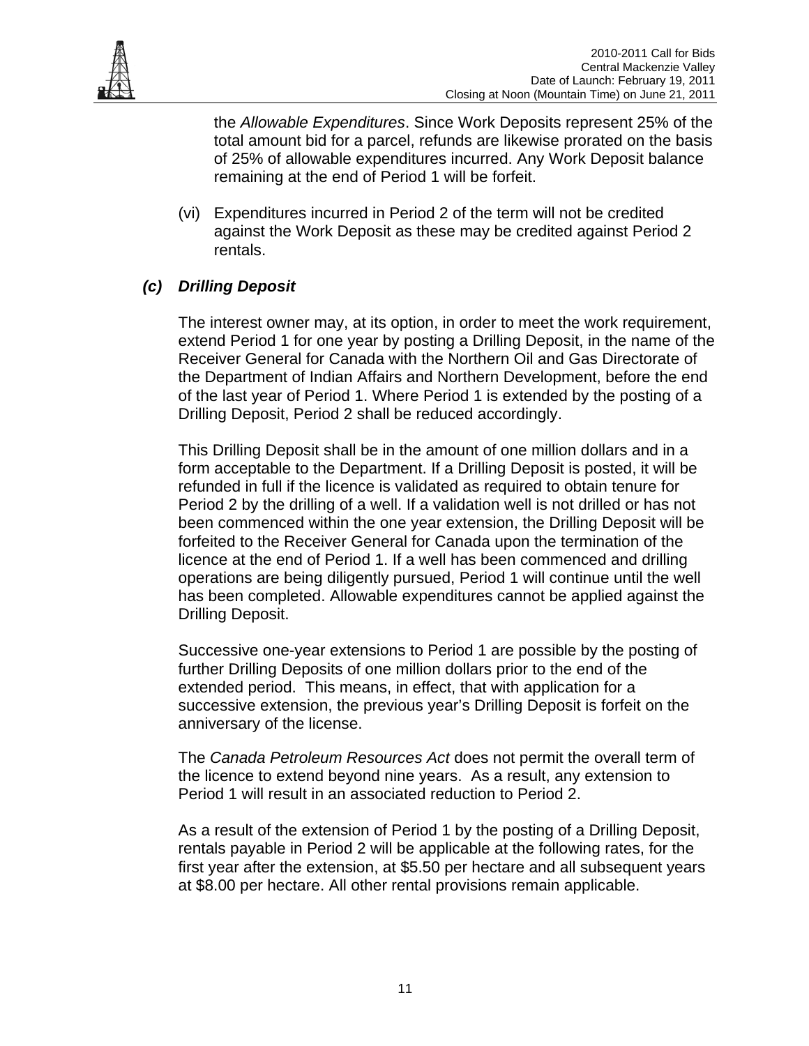the *Allowable Expenditures*. Since Work Deposits represent 25% of the total amount bid for a parcel, refunds are likewise prorated on the basis of 25% of allowable expenditures incurred. Any Work Deposit balance remaining at the end of Period 1 will be forfeit.

(vi) Expenditures incurred in Period 2 of the term will not be credited against the Work Deposit as these may be credited against Period 2 rentals.

### *(c) Drilling Deposit*

The interest owner may, at its option, in order to meet the work requirement, extend Period 1 for one year by posting a Drilling Deposit, in the name of the Receiver General for Canada with the Northern Oil and Gas Directorate of the Department of Indian Affairs and Northern Development, before the end of the last year of Period 1. Where Period 1 is extended by the posting of a Drilling Deposit, Period 2 shall be reduced accordingly.

This Drilling Deposit shall be in the amount of one million dollars and in a form acceptable to the Department. If a Drilling Deposit is posted, it will be refunded in full if the licence is validated as required to obtain tenure for Period 2 by the drilling of a well. If a validation well is not drilled or has not been commenced within the one year extension, the Drilling Deposit will be forfeited to the Receiver General for Canada upon the termination of the licence at the end of Period 1. If a well has been commenced and drilling operations are being diligently pursued, Period 1 will continue until the well has been completed. Allowable expenditures cannot be applied against the Drilling Deposit.

Successive one-year extensions to Period 1 are possible by the posting of further Drilling Deposits of one million dollars prior to the end of the extended period. This means, in effect, that with application for a successive extension, the previous year's Drilling Deposit is forfeit on the anniversary of the license.

The *Canada Petroleum Resources Act* does not permit the overall term of the licence to extend beyond nine years. As a result, any extension to Period 1 will result in an associated reduction to Period 2.

As a result of the extension of Period 1 by the posting of a Drilling Deposit, rentals payable in Period 2 will be applicable at the following rates, for the first year after the extension, at $5.50 per hectare and all subsequent years at $8.00 per hectare. All other rental provisions remain applicable.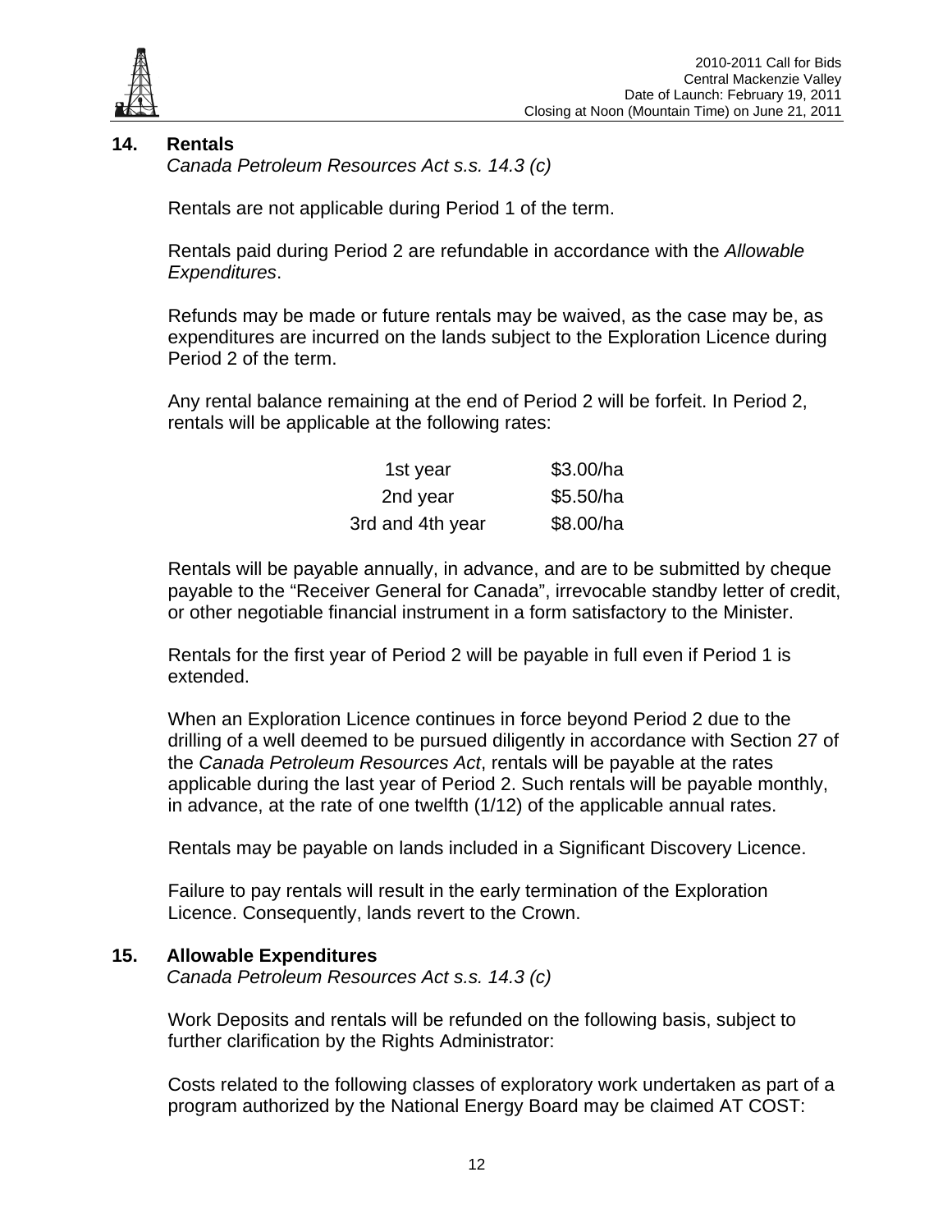## 14. Rentals

*Canada Petroleum Resources Act s.s. 14.3 (c)*

Rentals are not applicable during Period 1 of the term.

Rentals paid during Period 2 are refundable in accordance with the *Allowable Expenditures*.

Refunds may be made or future rentals may be waived, as the case may be, as expenditures are incurred on the lands subject to the Exploration Licence during Period 2 of the term.

Any rental balance remaining at the end of Period 2 will be forfeit. In Period 2, rentals will be applicable at the following rates:

| | |
|---|---|
| 1st year | \$3.00/ha |
| 2nd year | \$5.50/ha |
| 3rd and 4th year | \$8.00/ha |

Rentals will be payable annually, in advance, and are to be submitted by cheque payable to the "Receiver General for Canada", irrevocable standby letter of credit, or other negotiable financial instrument in a form satisfactory to the Minister.

Rentals for the first year of Period 2 will be payable in full even if Period 1 is extended.

When an Exploration Licence continues in force beyond Period 2 due to the drilling of a well deemed to be pursued diligently in accordance with Section 27 of the *Canada Petroleum Resources Act*, rentals will be payable at the rates applicable during the last year of Period 2. Such rentals will be payable monthly, in advance, at the rate of one twelfth (1/12) of the applicable annual rates.

Rentals may be payable on lands included in a Significant Discovery Licence.

Failure to pay rentals will result in the early termination of the Exploration Licence. Consequently, lands revert to the Crown.

## 15. Allowable Expenditures

*Canada Petroleum Resources Act s.s. 14.3 (c)*

Work Deposits and rentals will be refunded on the following basis, subject to further clarification by the Rights Administrator:

Costs related to the following classes of exploratory work undertaken as part of a program authorized by the National Energy Board may be claimed AT COST: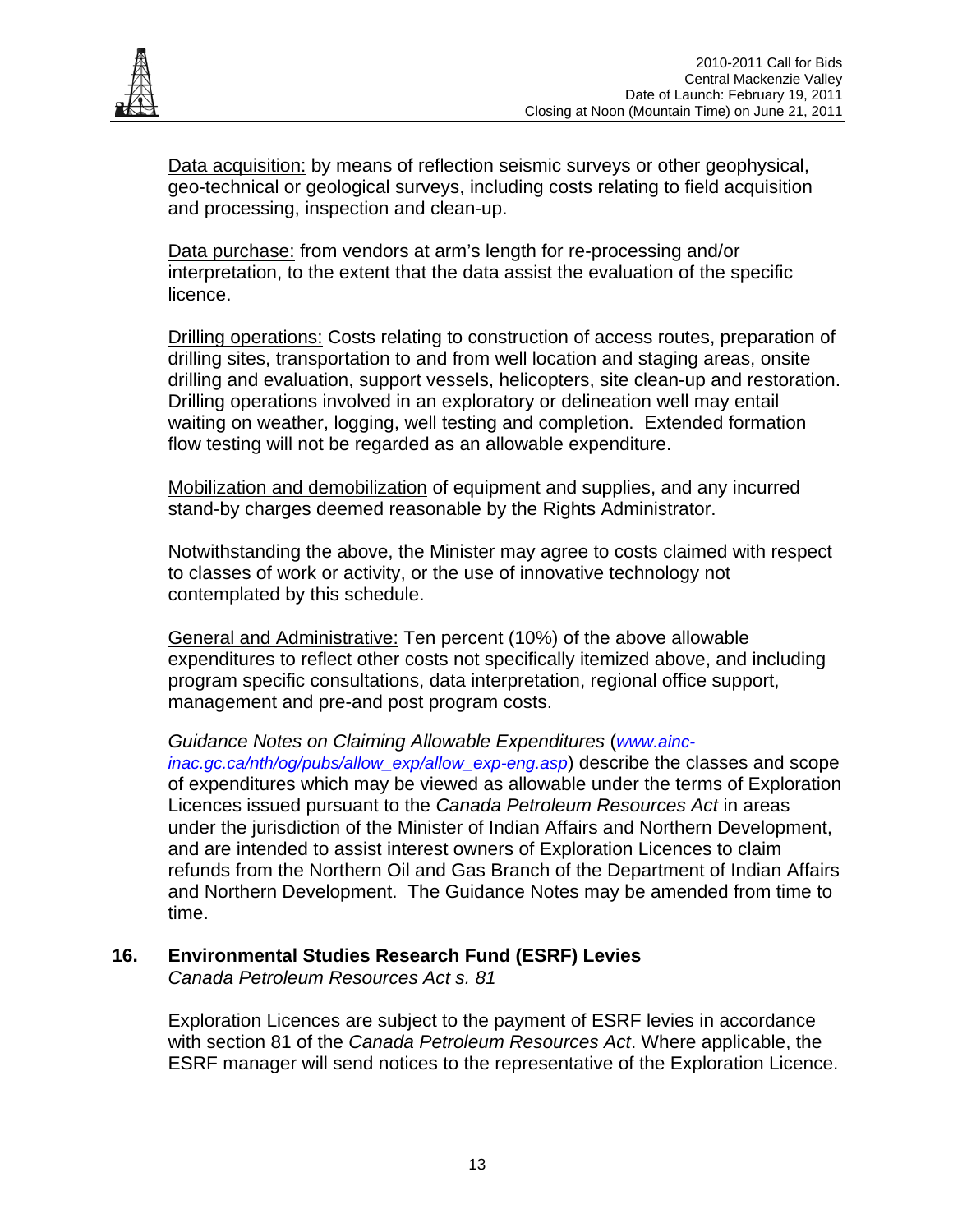<u>Data acquisition:</u> by means of reflection seismic surveys or other geophysical, geo-technical or geological surveys, including costs relating to field acquisition and processing, inspection and clean-up.

<u>Data purchase:</u> from vendors at arm's length for re-processing and/or interpretation, to the extent that the data assist the evaluation of the specific licence.

<u>Drilling operations:</u> Costs relating to construction of access routes, preparation of drilling sites, transportation to and from well location and staging areas, onsite drilling and evaluation, support vessels, helicopters, site clean-up and restoration. Drilling operations involved in an exploratory or delineation well may entail waiting on weather, logging, well testing and completion. Extended formation flow testing will not be regarded as an allowable expenditure.

<u>Mobilization and demobilization</u> of equipment and supplies, and any incurred stand-by charges deemed reasonable by the Rights Administrator.

Notwithstanding the above, the Minister may agree to costs claimed with respect to classes of work or activity, or the use of innovative technology not contemplated by this schedule.

<u>General and Administrative:</u> Ten percent (10%) of the above allowable expenditures to reflect other costs not specifically itemized above, and including program specific consultations, data interpretation, regional office support, management and pre-and post program costs.

*Guidance Notes on Claiming Allowable Expenditures* (*www.ainc-inac.gc.ca/nth/og/pubs/allow_exp/allow_exp-eng.asp*) describe the classes and scope of expenditures which may be viewed as allowable under the terms of Exploration Licences issued pursuant to the *Canada Petroleum Resources Act* in areas under the jurisdiction of the Minister of Indian Affairs and Northern Development, and are intended to assist interest owners of Exploration Licences to claim refunds from the Northern Oil and Gas Branch of the Department of Indian Affairs and Northern Development. The Guidance Notes may be amended from time to time.

## 16. Environmental Studies Research Fund (ESRF) Levies

*Canada Petroleum Resources Act s. 81*

Exploration Licences are subject to the payment of ESRF levies in accordance with section 81 of the *Canada Petroleum Resources Act*. Where applicable, the ESRF manager will send notices to the representative of the Exploration Licence.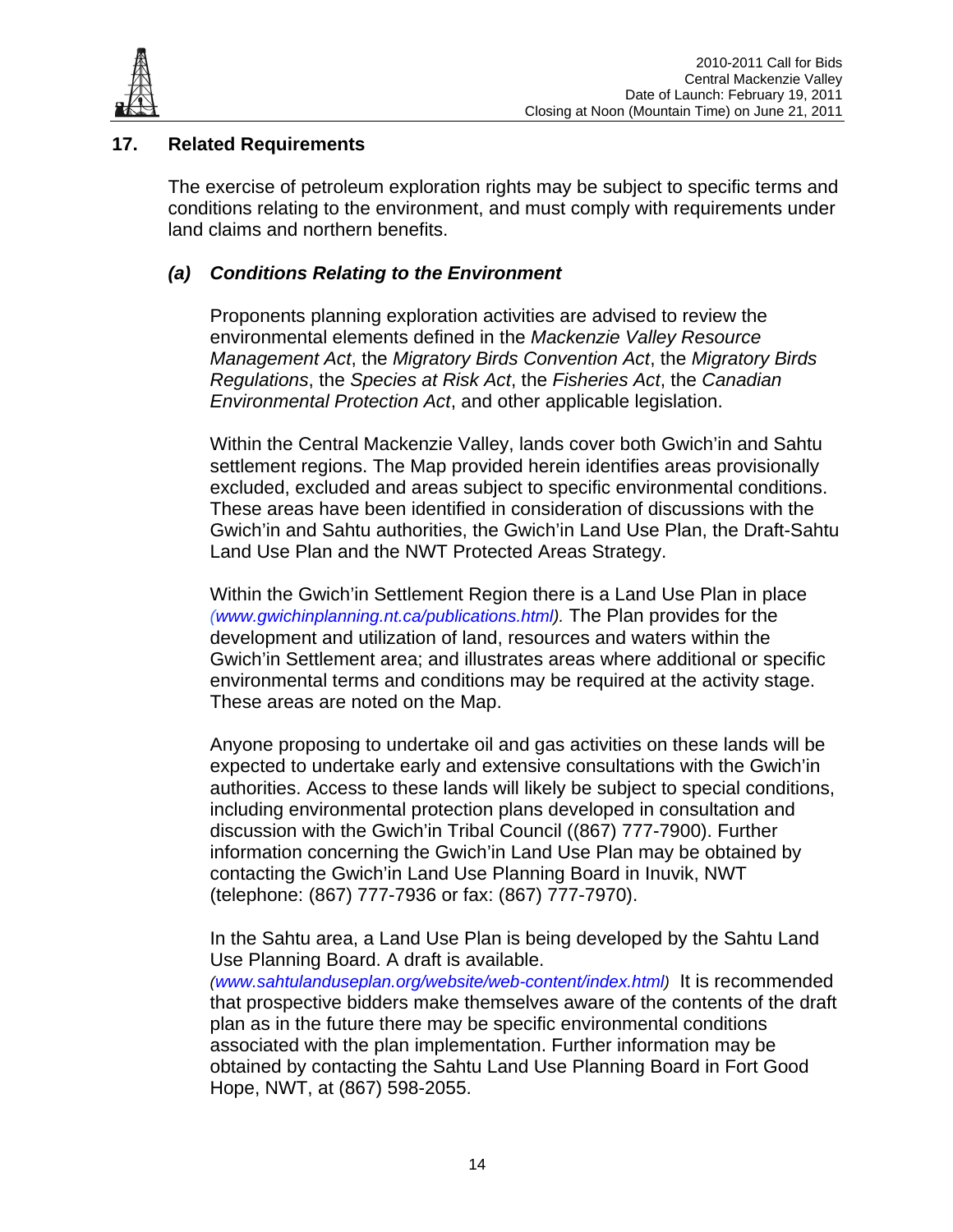## 17. Related Requirements

The exercise of petroleum exploration rights may be subject to specific terms and conditions relating to the environment, and must comply with requirements under land claims and northern benefits.

### *(a) Conditions Relating to the Environment*

Proponents planning exploration activities are advised to review the environmental elements defined in the *Mackenzie Valley Resource Management Act*, the *Migratory Birds Convention Act*, the *Migratory Birds Regulations*, the *Species at Risk Act*, the *Fisheries Act*, the *Canadian Environmental Protection Act*, and other applicable legislation.

Within the Central Mackenzie Valley, lands cover both Gwich'in and Sahtu settlement regions. The Map provided herein identifies areas provisionally excluded, excluded and areas subject to specific environmental conditions. These areas have been identified in consideration of discussions with the Gwich'in and Sahtu authorities, the Gwich'in Land Use Plan, the Draft-Sahtu Land Use Plan and the NWT Protected Areas Strategy.

Within the Gwich'in Settlement Region there is a Land Use Plan in place *(www.gwichinplanning.nt.ca/publications.html).* The Plan provides for the development and utilization of land, resources and waters within the Gwich'in Settlement area; and illustrates areas where additional or specific environmental terms and conditions may be required at the activity stage. These areas are noted on the Map.

Anyone proposing to undertake oil and gas activities on these lands will be expected to undertake early and extensive consultations with the Gwich'in authorities. Access to these lands will likely be subject to special conditions, including environmental protection plans developed in consultation and discussion with the Gwich'in Tribal Council ((867) 777-7900). Further information concerning the Gwich'in Land Use Plan may be obtained by contacting the Gwich'in Land Use Planning Board in Inuvik, NWT (telephone: (867) 777-7936 or fax: (867) 777-7970).

In the Sahtu area, a Land Use Plan is being developed by the Sahtu Land Use Planning Board. A draft is available. *(www.sahtulanduseplan.org/website/web-content/index.html)* It is recommended that prospective bidders make themselves aware of the contents of the draft plan as in the future there may be specific environmental conditions associated with the plan implementation. Further information may be obtained by contacting the Sahtu Land Use Planning Board in Fort Good Hope, NWT, at (867) 598-2055.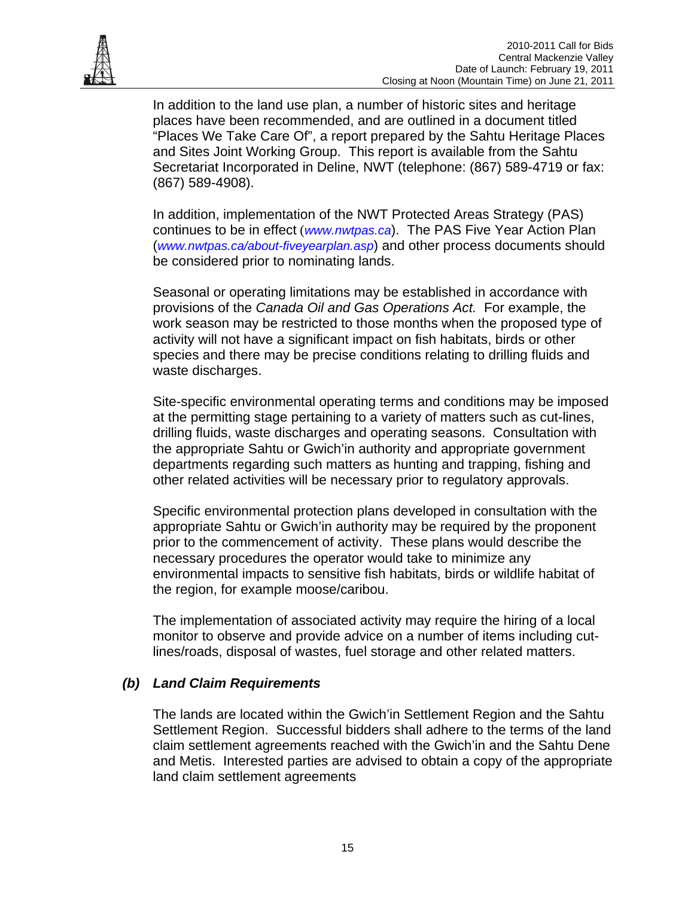In addition to the land use plan, a number of historic sites and heritage places have been recommended, and are outlined in a document titled "Places We Take Care Of", a report prepared by the Sahtu Heritage Places and Sites Joint Working Group. This report is available from the Sahtu Secretariat Incorporated in Deline, NWT (telephone: (867) 589-4719 or fax: (867) 589-4908).

In addition, implementation of the NWT Protected Areas Strategy (PAS) continues to be in effect (*www.nwtpas.ca*). The PAS Five Year Action Plan (*www.nwtpas.ca/about-fiveyearplan.asp*) and other process documents should be considered prior to nominating lands.

Seasonal or operating limitations may be established in accordance with provisions of the *Canada Oil and Gas Operations Act.* For example, the work season may be restricted to those months when the proposed type of activity will not have a significant impact on fish habitats, birds or other species and there may be precise conditions relating to drilling fluids and waste discharges.

Site-specific environmental operating terms and conditions may be imposed at the permitting stage pertaining to a variety of matters such as cut-lines, drilling fluids, waste discharges and operating seasons. Consultation with the appropriate Sahtu or Gwich'in authority and appropriate government departments regarding such matters as hunting and trapping, fishing and other related activities will be necessary prior to regulatory approvals.

Specific environmental protection plans developed in consultation with the appropriate Sahtu or Gwich'in authority may be required by the proponent prior to the commencement of activity. These plans would describe the necessary procedures the operator would take to minimize any environmental impacts to sensitive fish habitats, birds or wildlife habitat of the region, for example moose/caribou.

The implementation of associated activity may require the hiring of a local monitor to observe and provide advice on a number of items including cut-lines/roads, disposal of wastes, fuel storage and other related matters.

### *(b) Land Claim Requirements*

The lands are located within the Gwich'in Settlement Region and the Sahtu Settlement Region. Successful bidders shall adhere to the terms of the land claim settlement agreements reached with the Gwich'in and the Sahtu Dene and Metis. Interested parties are advised to obtain a copy of the appropriate land claim settlement agreements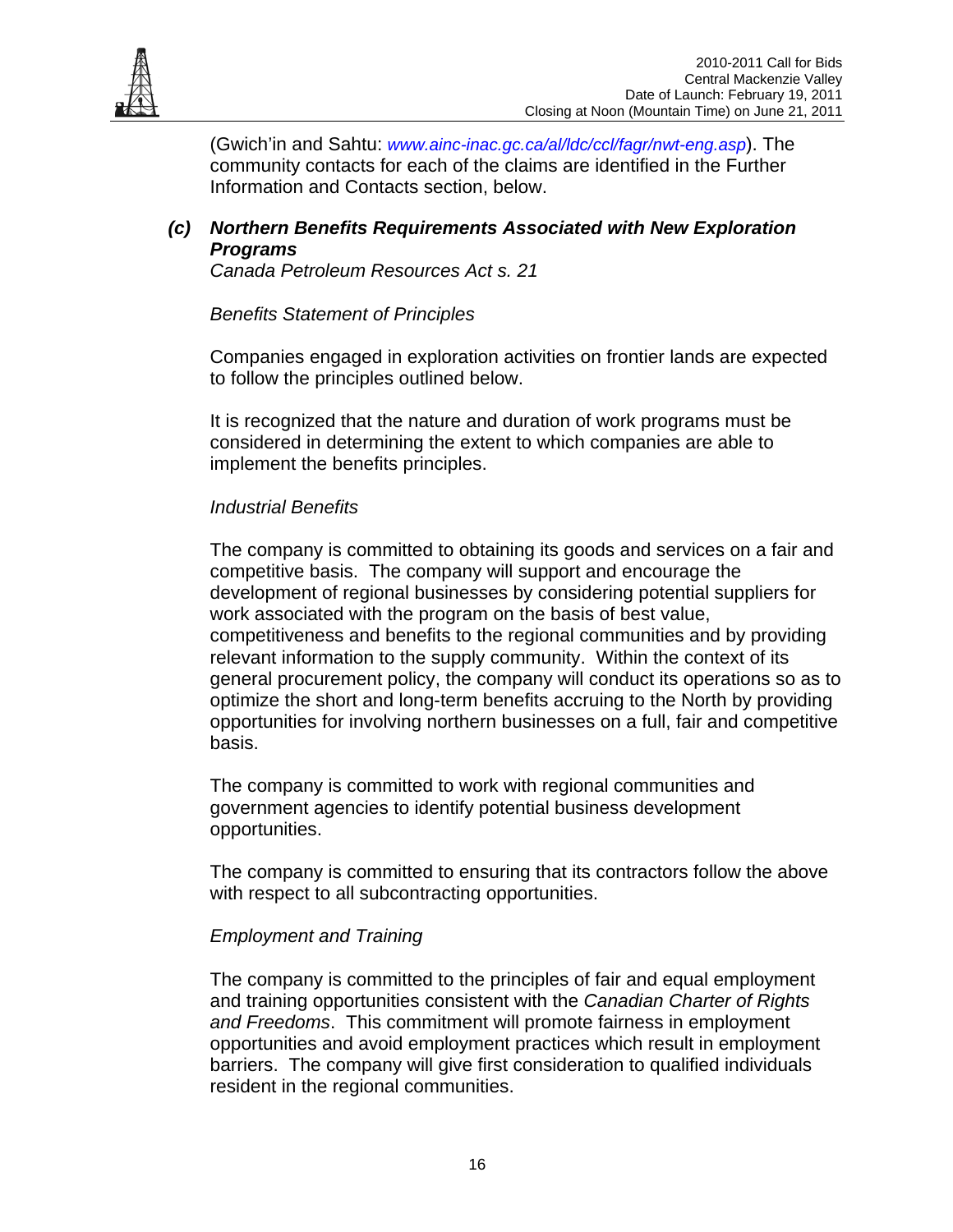(Gwich'in and Sahtu: *www.ainc-inac.gc.ca/al/ldc/ccl/fagr/nwt-eng.asp*). The community contacts for each of the claims are identified in the Further Information and Contacts section, below.

### *(c) Northern Benefits Requirements Associated with New Exploration Programs*

*Canada Petroleum Resources Act s. 21*

*Benefits Statement of Principles*

Companies engaged in exploration activities on frontier lands are expected to follow the principles outlined below.

It is recognized that the nature and duration of work programs must be considered in determining the extent to which companies are able to implement the benefits principles.

*Industrial Benefits*

The company is committed to obtaining its goods and services on a fair and competitive basis. The company will support and encourage the development of regional businesses by considering potential suppliers for work associated with the program on the basis of best value, competitiveness and benefits to the regional communities and by providing relevant information to the supply community. Within the context of its general procurement policy, the company will conduct its operations so as to optimize the short and long-term benefits accruing to the North by providing opportunities for involving northern businesses on a full, fair and competitive basis.

The company is committed to work with regional communities and government agencies to identify potential business development opportunities.

The company is committed to ensuring that its contractors follow the above with respect to all subcontracting opportunities.

*Employment and Training*

The company is committed to the principles of fair and equal employment and training opportunities consistent with the *Canadian Charter of Rights and Freedoms*. This commitment will promote fairness in employment opportunities and avoid employment practices which result in employment barriers. The company will give first consideration to qualified individuals resident in the regional communities.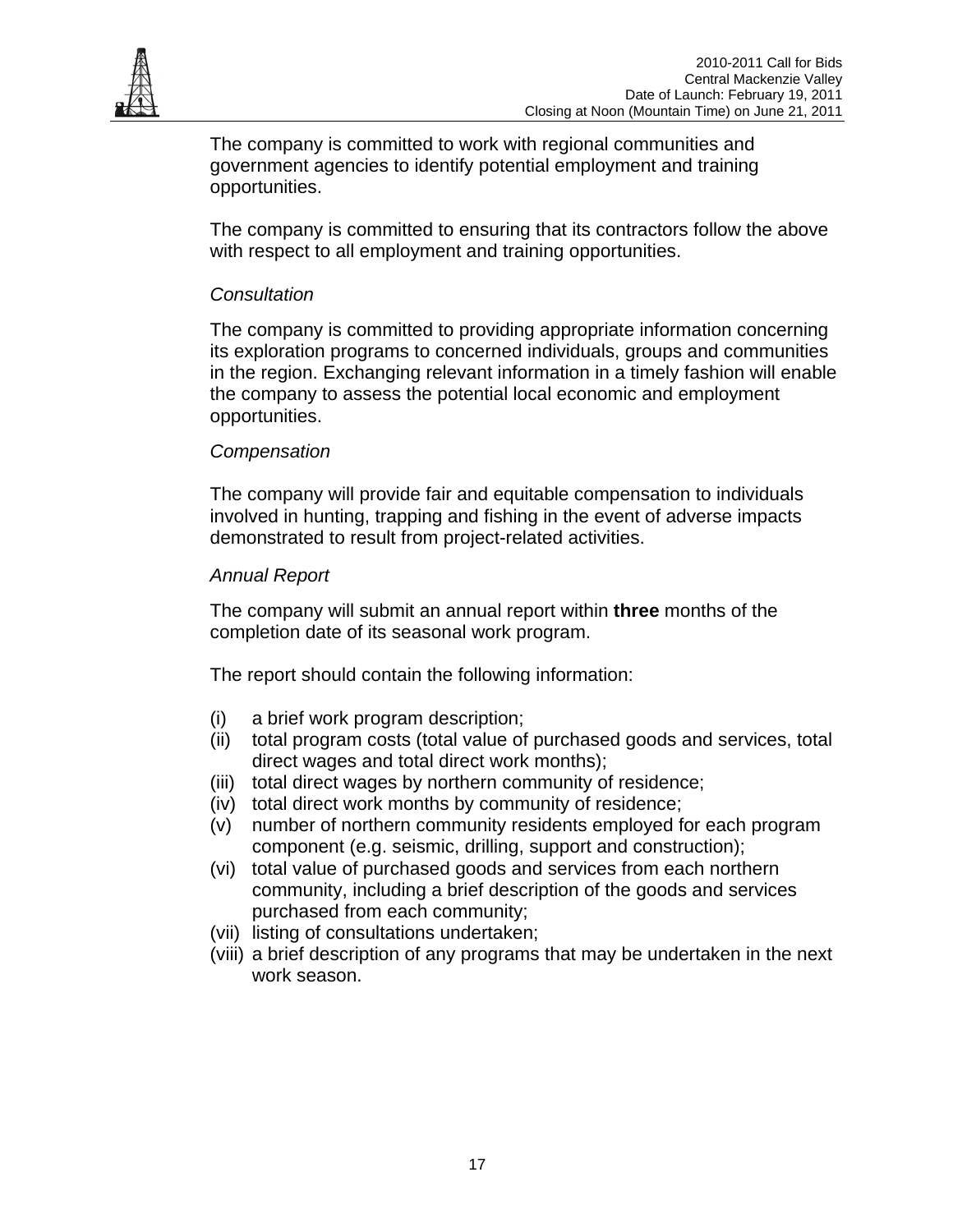The company is committed to work with regional communities and government agencies to identify potential employment and training opportunities.

The company is committed to ensuring that its contractors follow the above with respect to all employment and training opportunities.

*Consultation*

The company is committed to providing appropriate information concerning its exploration programs to concerned individuals, groups and communities in the region. Exchanging relevant information in a timely fashion will enable the company to assess the potential local economic and employment opportunities.

*Compensation*

The company will provide fair and equitable compensation to individuals involved in hunting, trapping and fishing in the event of adverse impacts demonstrated to result from project-related activities.

*Annual Report*

The company will submit an annual report within **three** months of the completion date of its seasonal work program.

The report should contain the following information:

(i) a brief work program description;
(ii) total program costs (total value of purchased goods and services, total direct wages and total direct work months);
(iii) total direct wages by northern community of residence;
(iv) total direct work months by community of residence;
(v) number of northern community residents employed for each program component (e.g. seismic, drilling, support and construction);
(vi) total value of purchased goods and services from each northern community, including a brief description of the goods and services purchased from each community;
(vii) listing of consultations undertaken;
(viii) a brief description of any programs that may be undertaken in the next work season.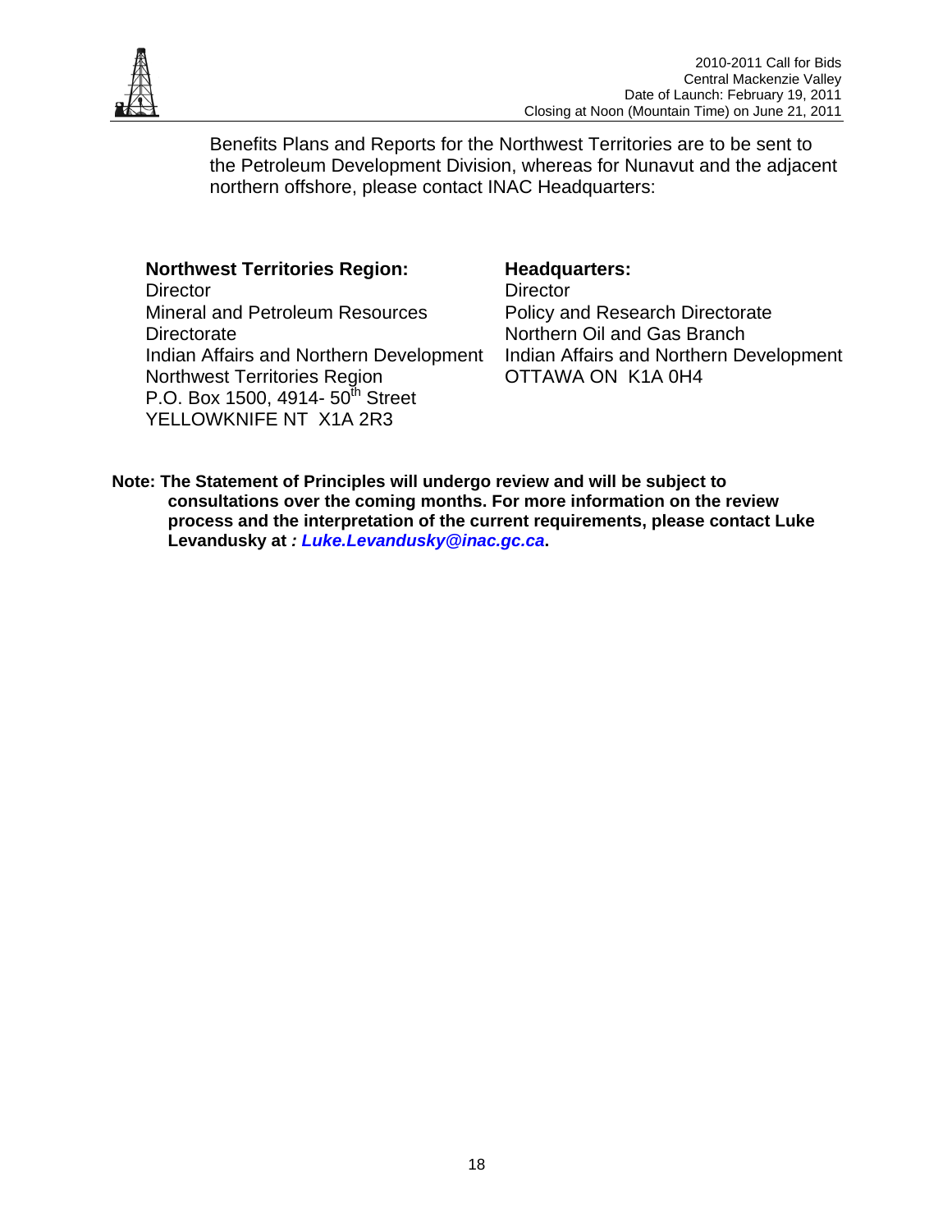Benefits Plans and Reports for the Northwest Territories are to be sent to the Petroleum Development Division, whereas for Nunavut and the adjacent northern offshore, please contact INAC Headquarters:

**Northwest Territories Region:**
Director
Mineral and Petroleum Resources Directorate
Indian Affairs and Northern Development
Northwest Territories Region
P.O. Box 1500, 4914- 50th Street
YELLOWKNIFE NT X1A 2R3

**Headquarters:**
Director
Policy and Research Directorate
Northern Oil and Gas Branch
Indian Affairs and Northern Development
OTTAWA ON K1A 0H4

**Note: The Statement of Principles will undergo review and will be subject to consultations over the coming months. For more information on the review process and the interpretation of the current requirements, please contact Luke Levandusky at *: Luke.Levandusky@inac.gc.ca*.**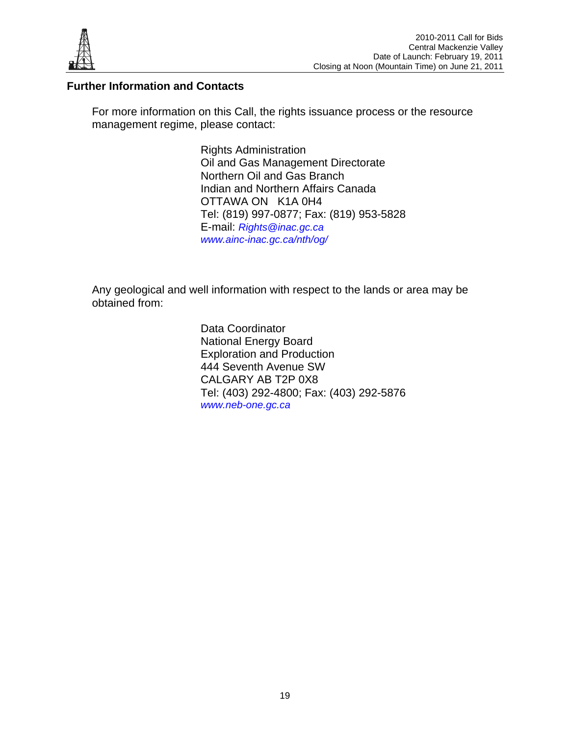## Further Information and Contacts

For more information on this Call, the rights issuance process or the resource management regime, please contact:

Rights Administration
Oil and Gas Management Directorate
Northern Oil and Gas Branch
Indian and Northern Affairs Canada
OTTAWA ON K1A 0H4
Tel: (819) 997-0877; Fax: (819) 953-5828
E-mail: *Rights@inac.gc.ca*
*www.ainc-inac.gc.ca/nth/og/*

Any geological and well information with respect to the lands or area may be obtained from:

Data Coordinator
National Energy Board
Exploration and Production
444 Seventh Avenue SW
CALGARY AB T2P 0X8
Tel: (403) 292-4800; Fax: (403) 292-5876
*www.neb-one.gc.ca*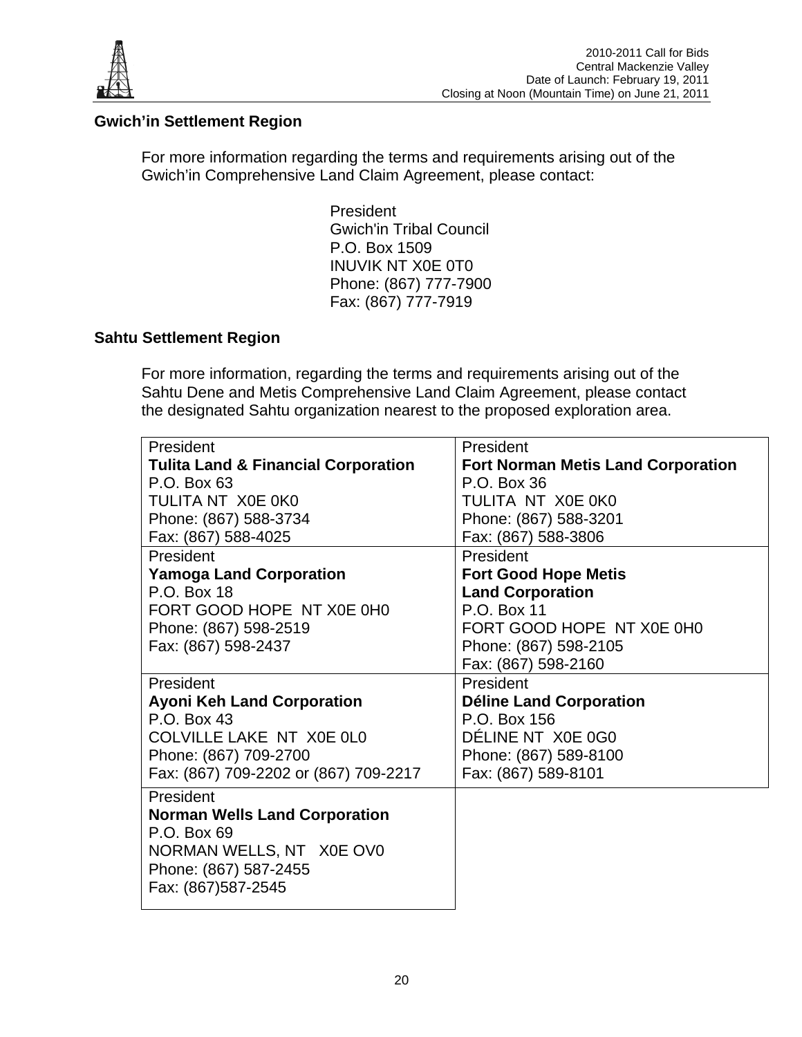## Gwich'in Settlement Region

For more information regarding the terms and requirements arising out of the Gwich'in Comprehensive Land Claim Agreement, please contact:

President
Gwich'in Tribal Council
P.O. Box 1509
INUVIK NT X0E 0T0
Phone: (867) 777-7900
Fax: (867) 777-7919

## Sahtu Settlement Region

For more information, regarding the terms and requirements arising out of the Sahtu Dene and Metis Comprehensive Land Claim Agreement, please contact the designated Sahtu organization nearest to the proposed exploration area.

| | |
|---|---|
| President<br>**Tulita Land & Financial Corporation**<br>P.O. Box 63<br>TULITA NT X0E 0K0<br>Phone: (867) 588-3734<br>Fax: (867) 588-4025 | President<br>**Fort Norman Metis Land Corporation**<br>P.O. Box 36<br>TULITA NT X0E 0K0<br>Phone: (867) 588-3201<br>Fax: (867) 588-3806 |
| President<br>**Yamoga Land Corporation**<br>P.O. Box 18<br>FORT GOOD HOPE NT X0E 0H0<br>Phone: (867) 598-2519<br>Fax: (867) 598-2437 | President<br>**Fort Good Hope Metis Land Corporation**<br>P.O. Box 11<br>FORT GOOD HOPE NT X0E 0H0<br>Phone: (867) 598-2105<br>Fax: (867) 598-2160 |
| President<br>**Ayoni Keh Land Corporation**<br>P.O. Box 43<br>COLVILLE LAKE NT X0E 0L0<br>Phone: (867) 709-2700<br>Fax: (867) 709-2202 or (867) 709-2217 | President<br>**Déline Land Corporation**<br>P.O. Box 156<br>DÉLINE NT X0E 0G0<br>Phone: (867) 589-8100<br>Fax: (867) 589-8101 |
| President<br>**Norman Wells Land Corporation**<br>P.O. Box 69<br>NORMAN WELLS, NT X0E OV0<br>Phone: (867) 587-2455<br>Fax: (867)587-2545 | |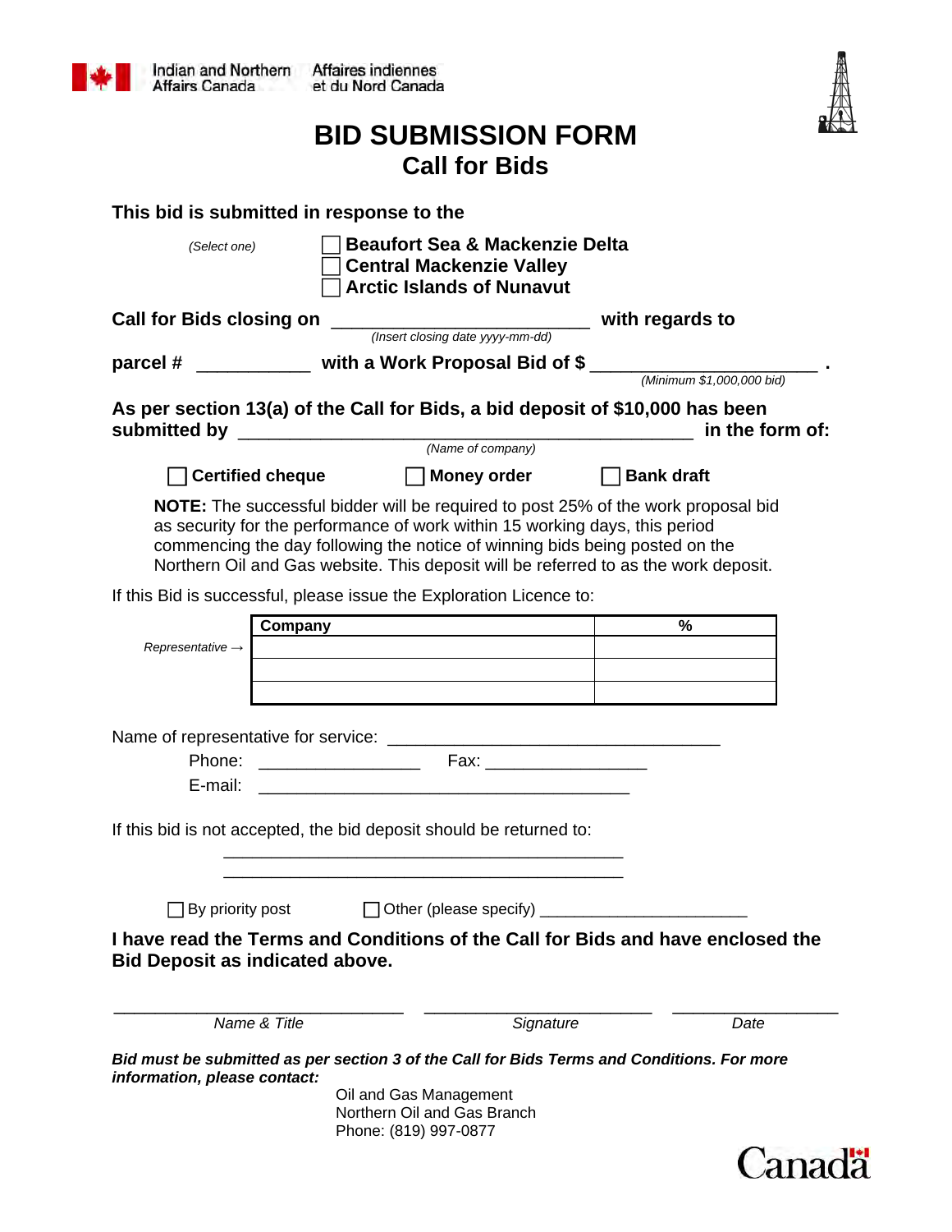Indian and Northern Affairs Canada | Affaires indiennes et du Nord Canada

# BID SUBMISSION FORM
## Call for Bids

**This bid is submitted in response to the**

*(Select one)*
- ☐ **Beaufort Sea & Mackenzie Delta**
- ☐ **Central Mackenzie Valley**
- ☐ **Arctic Islands of Nunavut**

**Call for Bids closing on** ________________________ **with regards to**
*(Insert closing date yyyy-mm-dd)*

**parcel #** ___________ **with a Work Proposal Bid of $** ______________________ **.**
*(Minimum $1,000,000 bid)*

**As per section 13(a) of the Call for Bids, a bid deposit of $10,000 has been submitted by** ___________________________________________ **in the form of:**
*(Name of company)*

☐ **Certified cheque** ☐ **Money order** ☐ **Bank draft**

**NOTE:** The successful bidder will be required to post 25% of the work proposal bid as security for the performance of work within 15 working days, this period commencing the day following the notice of winning bids being posted on the Northern Oil and Gas website. This deposit will be referred to as the work deposit.

If this Bid is successful, please issue the Exploration Licence to:

| | Company | % |
|---|---|---|
| *Representative →* | | |
| | | |
| | | |

Name of representative for service: ___________________________________

Phone: _________________ Fax: _________________

E-mail: ________________________________________

If this bid is not accepted, the bid deposit should be returned to:

___________________________________________

___________________________________________

☐ By priority post ☐ Other (please specify) ______________________

**I have read the Terms and Conditions of the Call for Bids and have enclosed the Bid Deposit as indicated above.**

| _______________________________ | ________________________ | ________________ |
|---|---|---|
| *Name & Title* | *Signature* | *Date* |

***Bid must be submitted as per section 3 of the Call for Bids Terms and Conditions. For more information, please contact:***

Oil and Gas Management
Northern Oil and Gas Branch
Phone: (819) 997-0877

Canada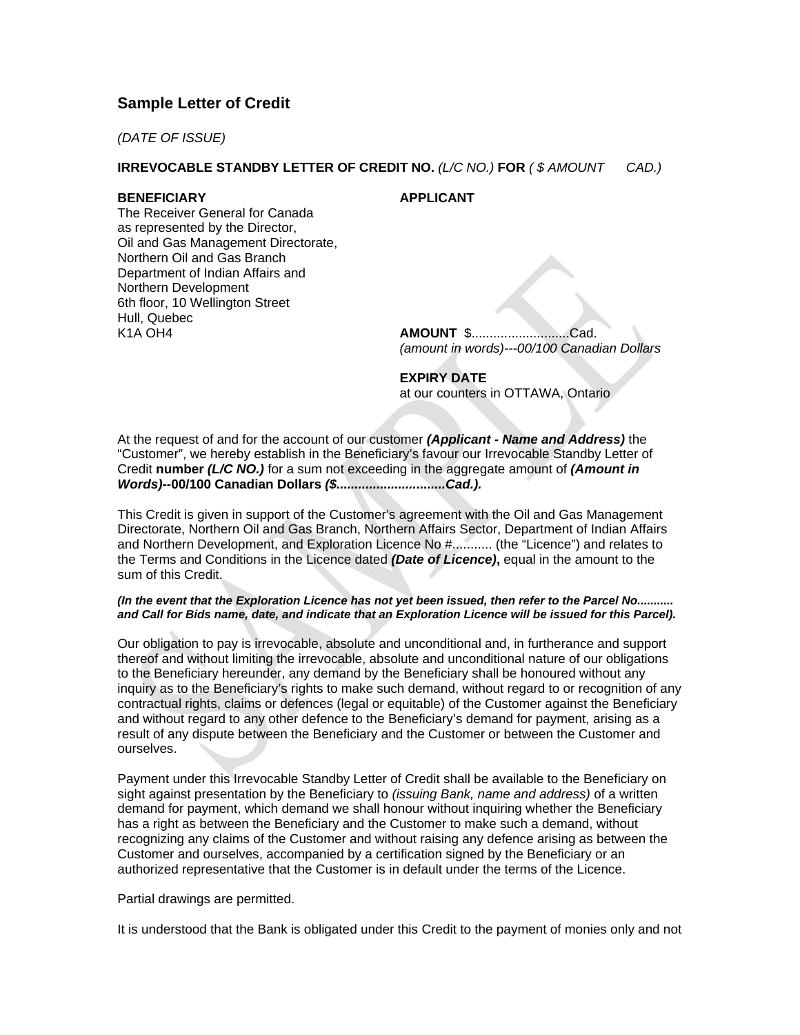## Sample Letter of Credit

*(DATE OF ISSUE)*

**IRREVOCABLE STANDBY LETTER OF CREDIT NO.** *(L/C NO.)* **FOR** *( $ AMOUNT CAD.)*

**BENEFICIARY**
The Receiver General for Canada
as represented by the Director,
Oil and Gas Management Directorate,
Northern Oil and Gas Branch
Department of Indian Affairs and
Northern Development
6th floor, 10 Wellington Street
Hull, Quebec
K1A OH4

**APPLICANT**

**AMOUNT** $..........................Cad.
*(amount in words)---00/100 Canadian Dollars*

**EXPIRY DATE**
at our counters in OTTAWA, Ontario

At the request of and for the account of our customer ***(Applicant - Name and Address)*** the "Customer", we hereby establish in the Beneficiary's favour our Irrevocable Standby Letter of Credit **number *(L/C NO.)*** for a sum not exceeding in the aggregate amount of ***(Amount in Words)*--00/100 Canadian Dollars *($.............................Cad.).***

This Credit is given in support of the Customer's agreement with the Oil and Gas Management Directorate, Northern Oil and Gas Branch, Northern Affairs Sector, Department of Indian Affairs and Northern Development, and Exploration Licence No #........... (the "Licence") and relates to the Terms and Conditions in the Licence dated ***(Date of Licence)*****,** equal in the amount to the sum of this Credit.

***(In the event that the Exploration Licence has not yet been issued, then refer to the Parcel No........... and Call for Bids name, date, and indicate that an Exploration Licence will be issued for this Parcel).***

Our obligation to pay is irrevocable, absolute and unconditional and, in furtherance and support thereof and without limiting the irrevocable, absolute and unconditional nature of our obligations to the Beneficiary hereunder, any demand by the Beneficiary shall be honoured without any inquiry as to the Beneficiary's rights to make such demand, without regard to or recognition of any contractual rights, claims or defences (legal or equitable) of the Customer against the Beneficiary and without regard to any other defence to the Beneficiary's demand for payment, arising as a result of any dispute between the Beneficiary and the Customer or between the Customer and ourselves.

Payment under this Irrevocable Standby Letter of Credit shall be available to the Beneficiary on sight against presentation by the Beneficiary to *(issuing Bank, name and address)* of a written demand for payment, which demand we shall honour without inquiring whether the Beneficiary has a right as between the Beneficiary and the Customer to make such a demand, without recognizing any claims of the Customer and without raising any defence arising as between the Customer and ourselves, accompanied by a certification signed by the Beneficiary or an authorized representative that the Customer is in default under the terms of the Licence.

Partial drawings are permitted.

It is understood that the Bank is obligated under this Credit to the payment of monies only and not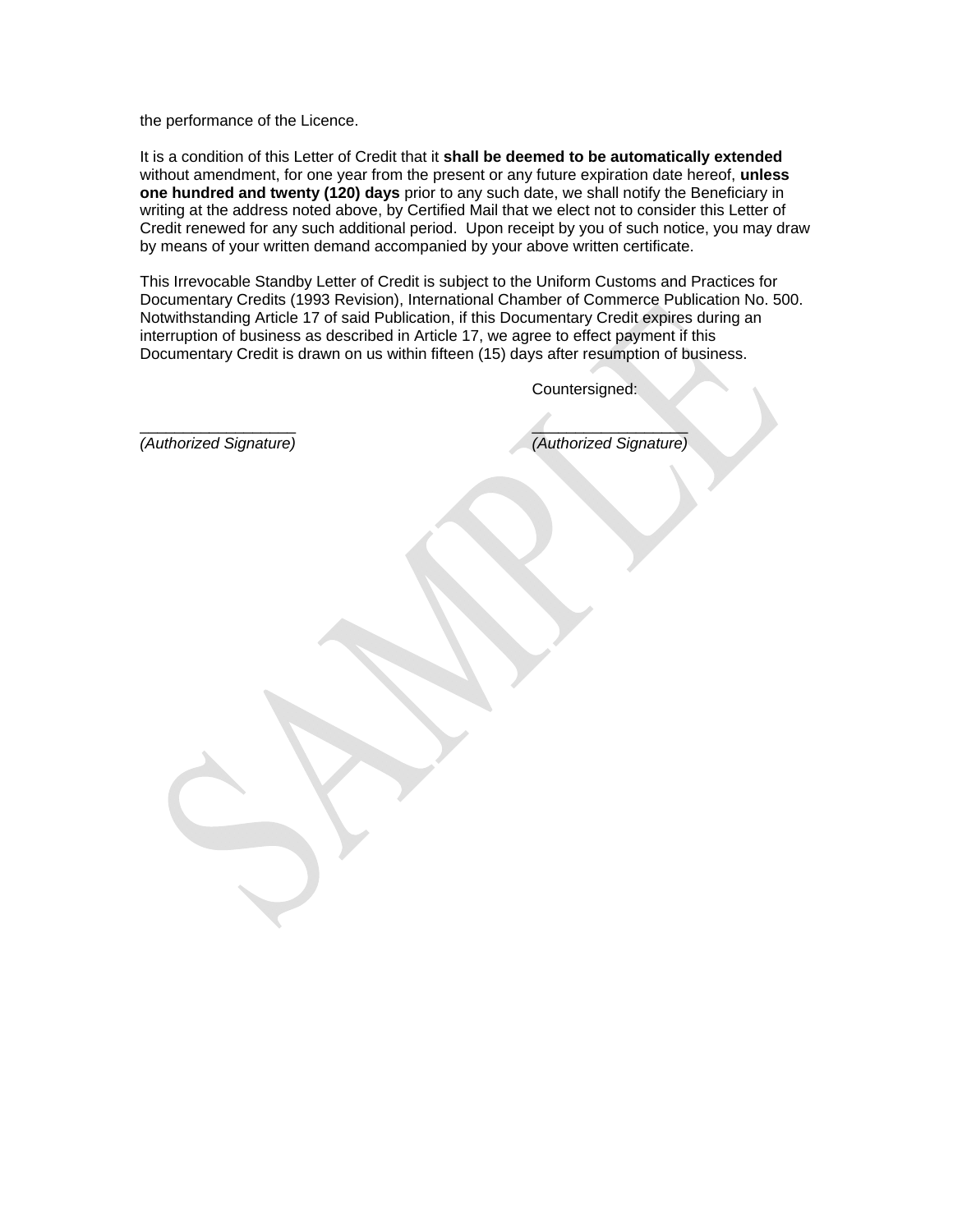the performance of the Licence.

It is a condition of this Letter of Credit that it **shall be deemed to be automatically extended** without amendment, for one year from the present or any future expiration date hereof, **unless one hundred and twenty (120) days** prior to any such date, we shall notify the Beneficiary in writing at the address noted above, by Certified Mail that we elect not to consider this Letter of Credit renewed for any such additional period. Upon receipt by you of such notice, you may draw by means of your written demand accompanied by your above written certificate.

This Irrevocable Standby Letter of Credit is subject to the Uniform Customs and Practices for Documentary Credits (1993 Revision), International Chamber of Commerce Publication No. 500. Notwithstanding Article 17 of said Publication, if this Documentary Credit expires during an interruption of business as described in Article 17, we agree to effect payment if this Documentary Credit is drawn on us within fifteen (15) days after resumption of business.

Countersigned:

| | |
|---|---|
| ___________________ | ___________________ |
| *(Authorized Signature)* | *(Authorized Signature)* |

SAMPLE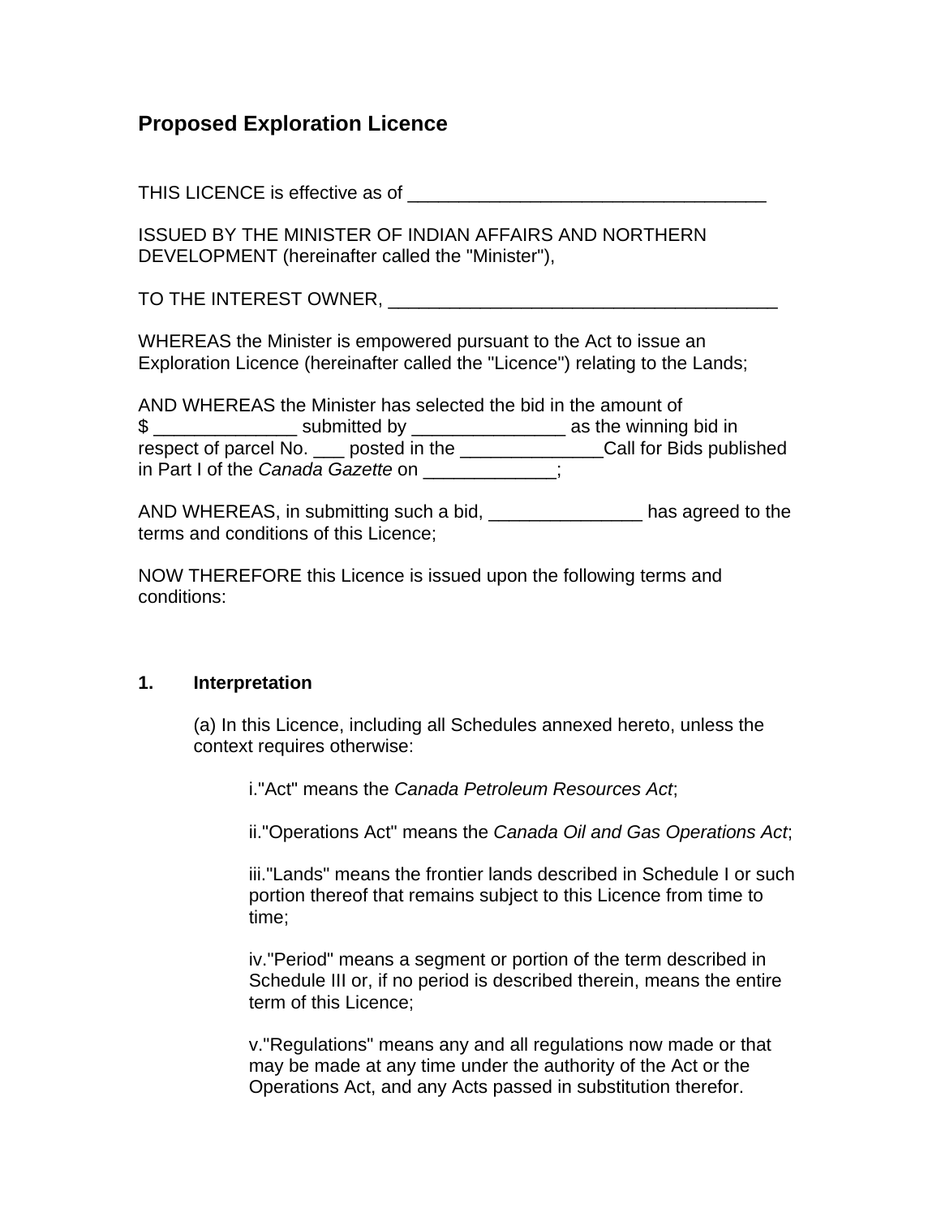## Proposed Exploration Licence

THIS LICENCE is effective as of ___________________________________

ISSUED BY THE MINISTER OF INDIAN AFFAIRS AND NORTHERN DEVELOPMENT (hereinafter called the "Minister"),

TO THE INTEREST OWNER, ______________________________________

WHEREAS the Minister is empowered pursuant to the Act to issue an Exploration Licence (hereinafter called the "Licence") relating to the Lands;

AND WHEREAS the Minister has selected the bid in the amount of $ ______________ submitted by _______________ as the winning bid in respect of parcel No. ___ posted in the ______________Call for Bids published in Part I of the *Canada Gazette* on _____________;

AND WHEREAS, in submitting such a bid, _______________ has agreed to the terms and conditions of this Licence;

NOW THEREFORE this Licence is issued upon the following terms and conditions:

### 1. Interpretation

(a) In this Licence, including all Schedules annexed hereto, unless the context requires otherwise:

i."Act" means the *Canada Petroleum Resources Act*;

ii."Operations Act" means the *Canada Oil and Gas Operations Act*;

iii."Lands" means the frontier lands described in Schedule I or such portion thereof that remains subject to this Licence from time to time;

iv."Period" means a segment or portion of the term described in Schedule III or, if no period is described therein, means the entire term of this Licence;

v."Regulations" means any and all regulations now made or that may be made at any time under the authority of the Act or the Operations Act, and any Acts passed in substitution therefor.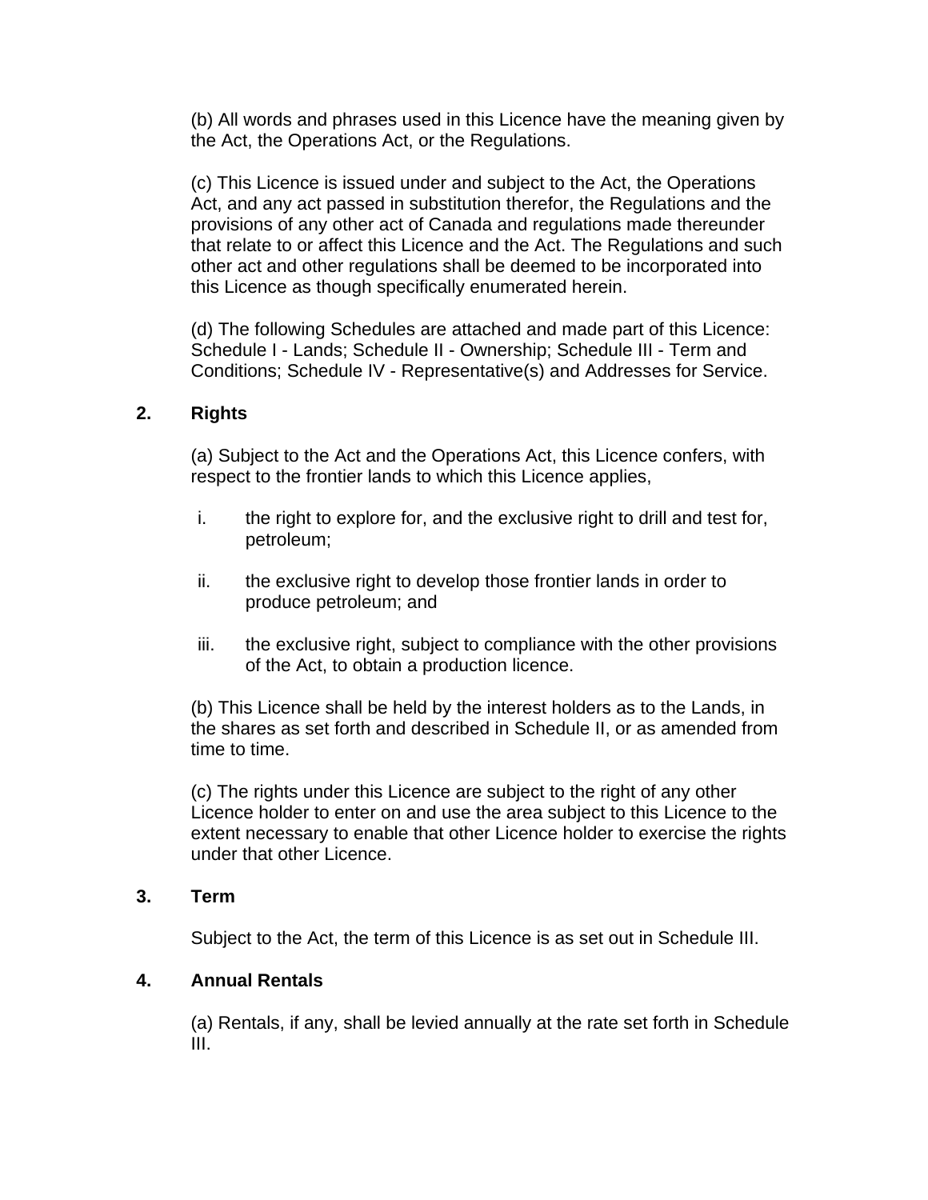(b) All words and phrases used in this Licence have the meaning given by the Act, the Operations Act, or the Regulations.

(c) This Licence is issued under and subject to the Act, the Operations Act, and any act passed in substitution therefor, the Regulations and the provisions of any other act of Canada and regulations made thereunder that relate to or affect this Licence and the Act. The Regulations and such other act and other regulations shall be deemed to be incorporated into this Licence as though specifically enumerated herein.

(d) The following Schedules are attached and made part of this Licence: Schedule I - Lands; Schedule II - Ownership; Schedule III - Term and Conditions; Schedule IV - Representative(s) and Addresses for Service.

## 2. Rights

(a) Subject to the Act and the Operations Act, this Licence confers, with respect to the frontier lands to which this Licence applies,

i. the right to explore for, and the exclusive right to drill and test for, petroleum;

ii. the exclusive right to develop those frontier lands in order to produce petroleum; and

iii. the exclusive right, subject to compliance with the other provisions of the Act, to obtain a production licence.

(b) This Licence shall be held by the interest holders as to the Lands, in the shares as set forth and described in Schedule II, or as amended from time to time.

(c) The rights under this Licence are subject to the right of any other Licence holder to enter on and use the area subject to this Licence to the extent necessary to enable that other Licence holder to exercise the rights under that other Licence.

## 3. Term

Subject to the Act, the term of this Licence is as set out in Schedule III.

## 4. Annual Rentals

(a) Rentals, if any, shall be levied annually at the rate set forth in Schedule III.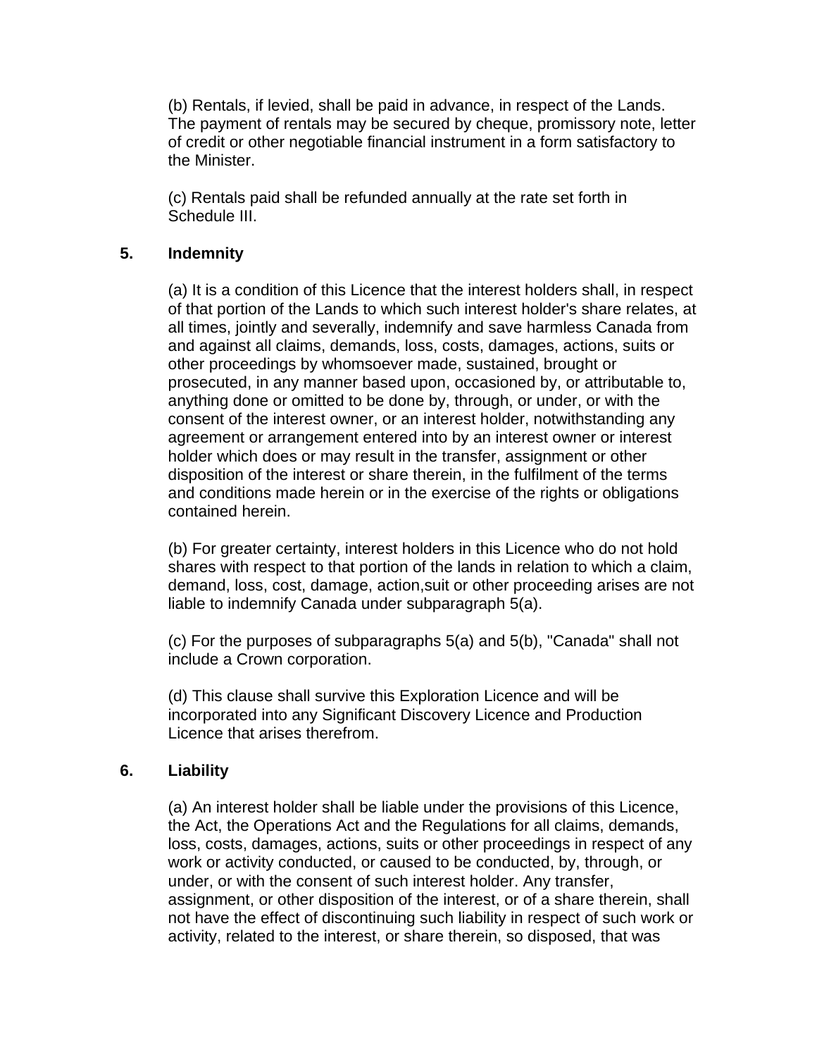(b) Rentals, if levied, shall be paid in advance, in respect of the Lands. The payment of rentals may be secured by cheque, promissory note, letter of credit or other negotiable financial instrument in a form satisfactory to the Minister.

(c) Rentals paid shall be refunded annually at the rate set forth in Schedule III.

**5. Indemnity**

(a) It is a condition of this Licence that the interest holders shall, in respect of that portion of the Lands to which such interest holder's share relates, at all times, jointly and severally, indemnify and save harmless Canada from and against all claims, demands, loss, costs, damages, actions, suits or other proceedings by whomsoever made, sustained, brought or prosecuted, in any manner based upon, occasioned by, or attributable to, anything done or omitted to be done by, through, or under, or with the consent of the interest owner, or an interest holder, notwithstanding any agreement or arrangement entered into by an interest owner or interest holder which does or may result in the transfer, assignment or other disposition of the interest or share therein, in the fulfilment of the terms and conditions made herein or in the exercise of the rights or obligations contained herein.

(b) For greater certainty, interest holders in this Licence who do not hold shares with respect to that portion of the lands in relation to which a claim, demand, loss, cost, damage, action,suit or other proceeding arises are not liable to indemnify Canada under subparagraph 5(a).

(c) For the purposes of subparagraphs 5(a) and 5(b), "Canada" shall not include a Crown corporation.

(d) This clause shall survive this Exploration Licence and will be incorporated into any Significant Discovery Licence and Production Licence that arises therefrom.

**6. Liability**

(a) An interest holder shall be liable under the provisions of this Licence, the Act, the Operations Act and the Regulations for all claims, demands, loss, costs, damages, actions, suits or other proceedings in respect of any work or activity conducted, or caused to be conducted, by, through, or under, or with the consent of such interest holder. Any transfer, assignment, or other disposition of the interest, or of a share therein, shall not have the effect of discontinuing such liability in respect of such work or activity, related to the interest, or share therein, so disposed, that was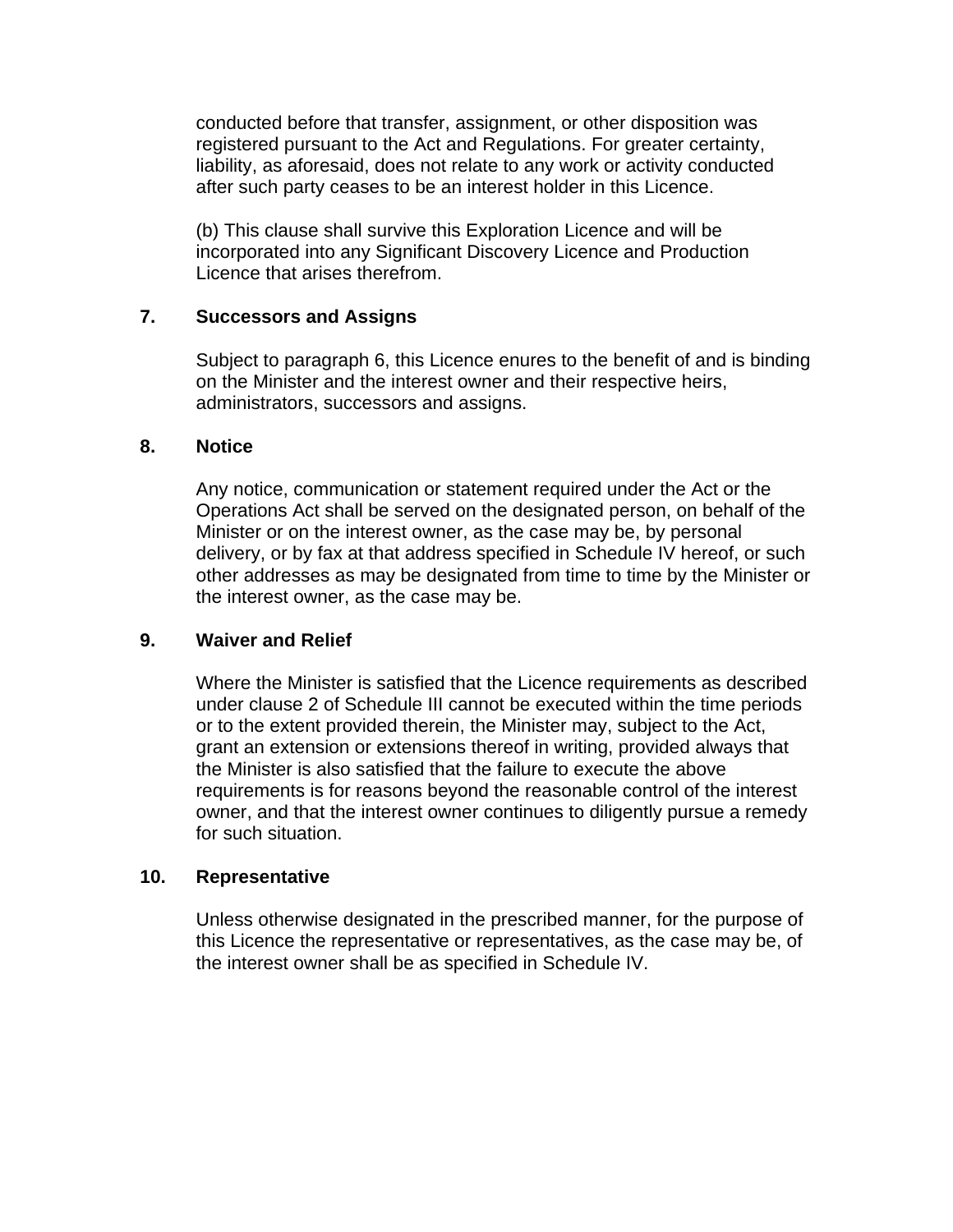conducted before that transfer, assignment, or other disposition was registered pursuant to the Act and Regulations. For greater certainty, liability, as aforesaid, does not relate to any work or activity conducted after such party ceases to be an interest holder in this Licence.

(b) This clause shall survive this Exploration Licence and will be incorporated into any Significant Discovery Licence and Production Licence that arises therefrom.

**7. Successors and Assigns**

Subject to paragraph 6, this Licence enures to the benefit of and is binding on the Minister and the interest owner and their respective heirs, administrators, successors and assigns.

**8. Notice**

Any notice, communication or statement required under the Act or the Operations Act shall be served on the designated person, on behalf of the Minister or on the interest owner, as the case may be, by personal delivery, or by fax at that address specified in Schedule IV hereof, or such other addresses as may be designated from time to time by the Minister or the interest owner, as the case may be.

**9. Waiver and Relief**

Where the Minister is satisfied that the Licence requirements as described under clause 2 of Schedule III cannot be executed within the time periods or to the extent provided therein, the Minister may, subject to the Act, grant an extension or extensions thereof in writing, provided always that the Minister is also satisfied that the failure to execute the above requirements is for reasons beyond the reasonable control of the interest owner, and that the interest owner continues to diligently pursue a remedy for such situation.

**10. Representative**

Unless otherwise designated in the prescribed manner, for the purpose of this Licence the representative or representatives, as the case may be, of the interest owner shall be as specified in Schedule IV.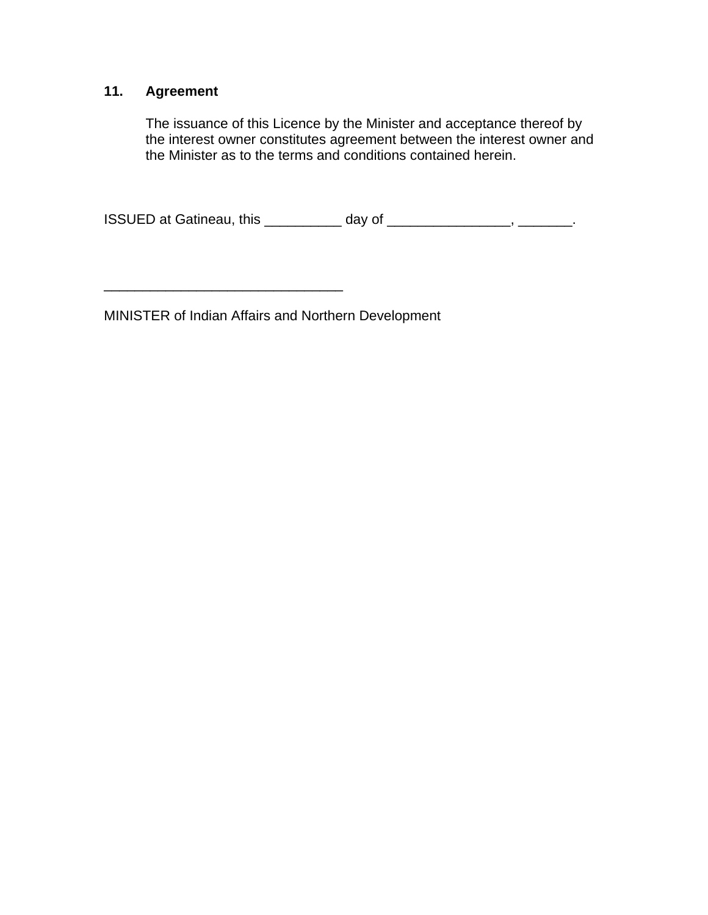## 11. Agreement

The issuance of this Licence by the Minister and acceptance thereof by the interest owner constitutes agreement between the interest owner and the Minister as to the terms and conditions contained herein.

ISSUED at Gatineau, this __________ day of ________________, _______.

_______________________________

MINISTER of Indian Affairs and Northern Development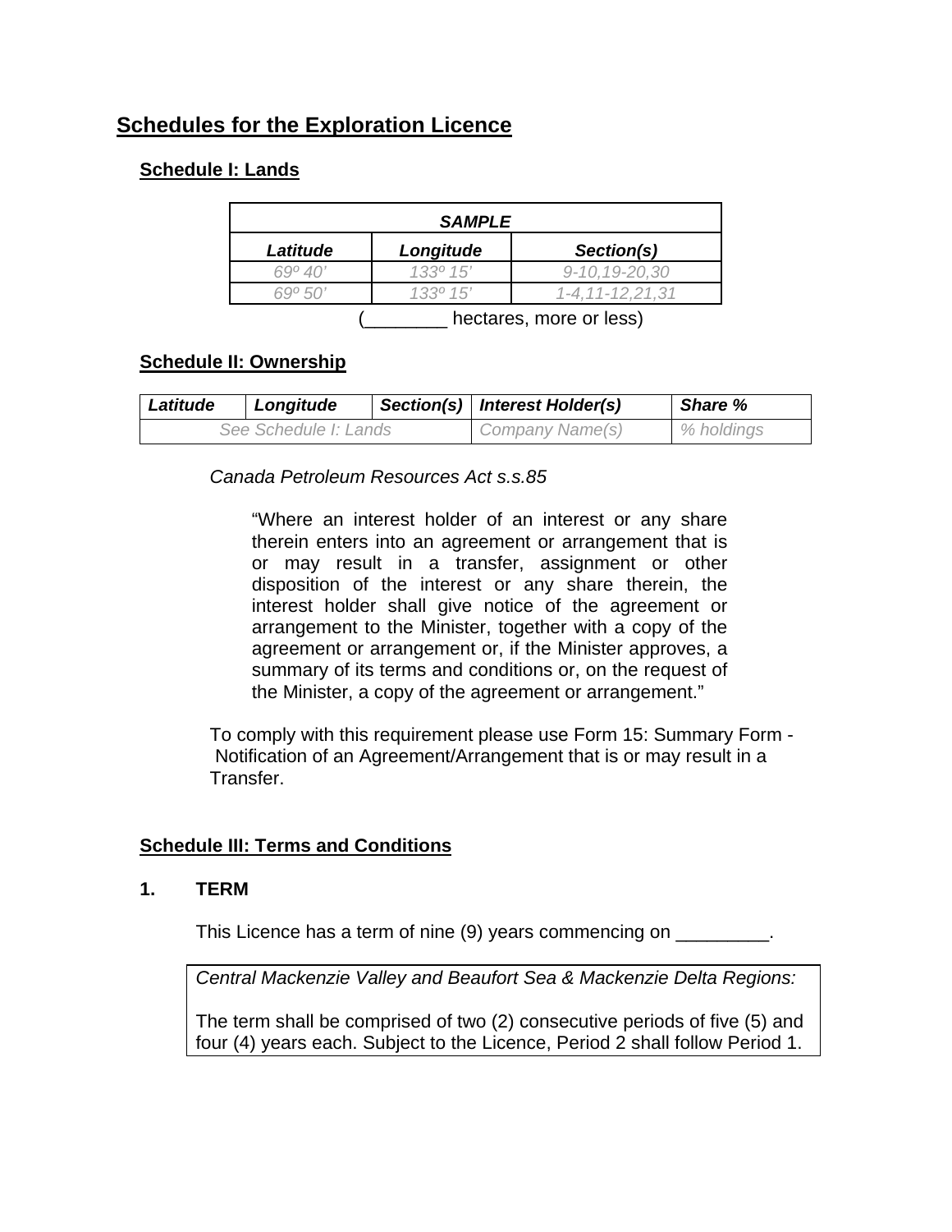# Schedules for the Exploration Licence

## Schedule I: Lands

| SAMPLE | | |
|---|---|---|
| ***Latitude*** | ***Longitude*** | ***Section(s)*** |
| *69º 40’* | *133º 15’* | *9-10,19-20,30* |
| *69º 50’* | *133º 15’* | *1-4,11-12,21,31* |

(________ hectares, more or less)

## Schedule II: Ownership

| *Latitude* | *Longitude* | *Section(s)* | *Interest Holder(s)* | *Share %* |
|---|---|---|---|---|
| *See Schedule I: Lands* | | | *Company Name(s)* | *% holdings* |

*Canada Petroleum Resources Act s.s.85*

> “Where an interest holder of an interest or any share therein enters into an agreement or arrangement that is or may result in a transfer, assignment or other disposition of the interest or any share therein, the interest holder shall give notice of the agreement or arrangement to the Minister, together with a copy of the agreement or arrangement or, if the Minister approves, a summary of its terms and conditions or, on the request of the Minister, a copy of the agreement or arrangement.”

To comply with this requirement please use Form 15: Summary Form - Notification of an Agreement/Arrangement that is or may result in a Transfer.

## Schedule III: Terms and Conditions

### 1. TERM

This Licence has a term of nine (9) years commencing on _________.

| *Central Mackenzie Valley and Beaufort Sea & Mackenzie Delta Regions:*<br><br>The term shall be comprised of two (2) consecutive periods of five (5) and four (4) years each. Subject to the Licence, Period 2 shall follow Period 1. |
|---|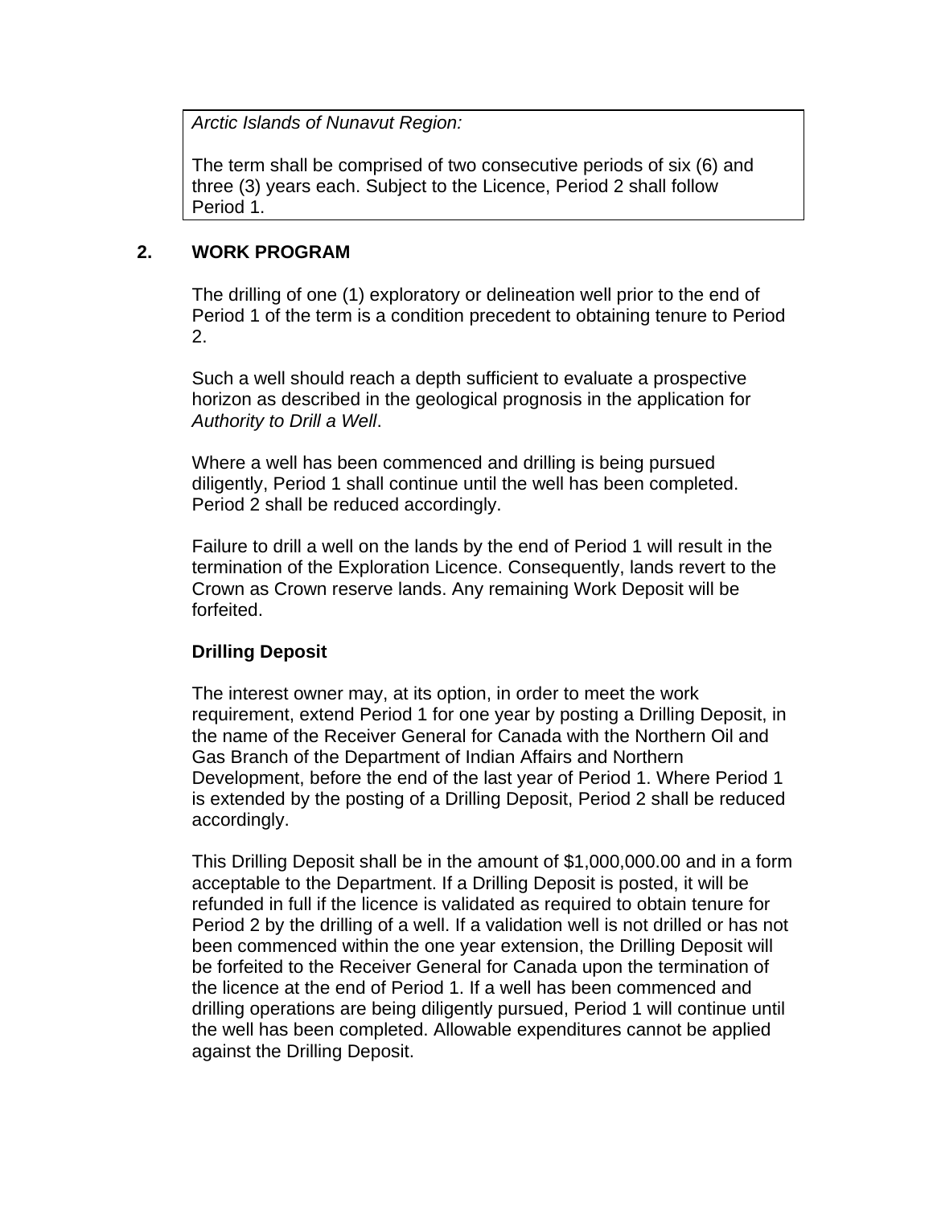*Arctic Islands of Nunavut Region:*

The term shall be comprised of two consecutive periods of six (6) and three (3) years each. Subject to the Licence, Period 2 shall follow Period 1.

## 2. WORK PROGRAM

The drilling of one (1) exploratory or delineation well prior to the end of Period 1 of the term is a condition precedent to obtaining tenure to Period 2.

Such a well should reach a depth sufficient to evaluate a prospective horizon as described in the geological prognosis in the application for *Authority to Drill a Well*.

Where a well has been commenced and drilling is being pursued diligently, Period 1 shall continue until the well has been completed. Period 2 shall be reduced accordingly.

Failure to drill a well on the lands by the end of Period 1 will result in the termination of the Exploration Licence. Consequently, lands revert to the Crown as Crown reserve lands. Any remaining Work Deposit will be forfeited.

### Drilling Deposit

The interest owner may, at its option, in order to meet the work requirement, extend Period 1 for one year by posting a Drilling Deposit, in the name of the Receiver General for Canada with the Northern Oil and Gas Branch of the Department of Indian Affairs and Northern Development, before the end of the last year of Period 1. Where Period 1 is extended by the posting of a Drilling Deposit, Period 2 shall be reduced accordingly.

This Drilling Deposit shall be in the amount of $1,000,000.00 and in a form acceptable to the Department. If a Drilling Deposit is posted, it will be refunded in full if the licence is validated as required to obtain tenure for Period 2 by the drilling of a well. If a validation well is not drilled or has not been commenced within the one year extension, the Drilling Deposit will be forfeited to the Receiver General for Canada upon the termination of the licence at the end of Period 1. If a well has been commenced and drilling operations are being diligently pursued, Period 1 will continue until the well has been completed. Allowable expenditures cannot be applied against the Drilling Deposit.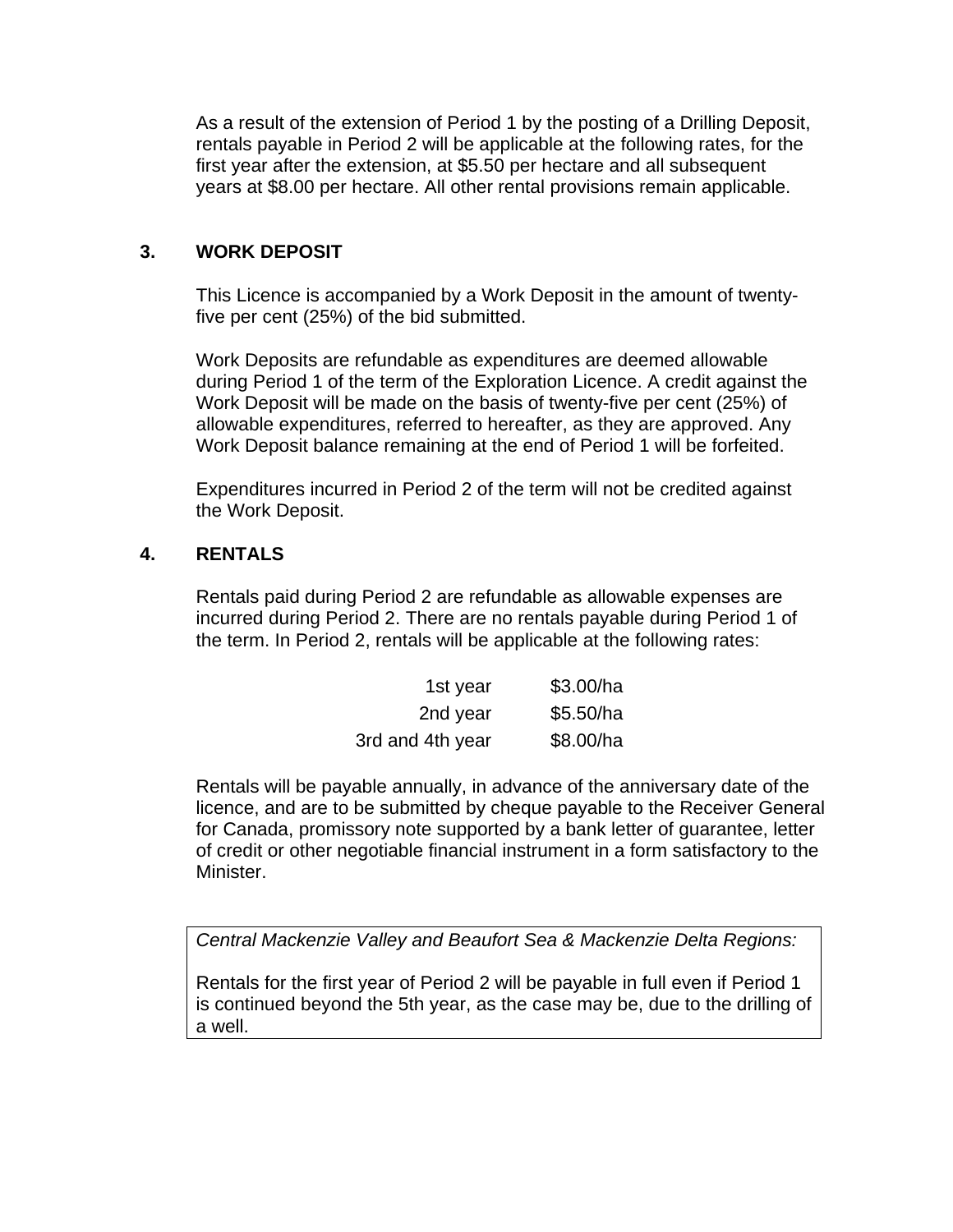As a result of the extension of Period 1 by the posting of a Drilling Deposit, rentals payable in Period 2 will be applicable at the following rates, for the first year after the extension, at $5.50 per hectare and all subsequent years at $8.00 per hectare. All other rental provisions remain applicable.

## 3. WORK DEPOSIT

This Licence is accompanied by a Work Deposit in the amount of twenty-five per cent (25%) of the bid submitted.

Work Deposits are refundable as expenditures are deemed allowable during Period 1 of the term of the Exploration Licence. A credit against the Work Deposit will be made on the basis of twenty-five per cent (25%) of allowable expenditures, referred to hereafter, as they are approved. Any Work Deposit balance remaining at the end of Period 1 will be forfeited.

Expenditures incurred in Period 2 of the term will not be credited against the Work Deposit.

## 4. RENTALS

Rentals paid during Period 2 are refundable as allowable expenses are incurred during Period 2. There are no rentals payable during Period 1 of the term. In Period 2, rentals will be applicable at the following rates:

| | |
|---|---|
| 1st year | $3.00/ha |
| 2nd year | $5.50/ha |
| 3rd and 4th year | $8.00/ha |

Rentals will be payable annually, in advance of the anniversary date of the licence, and are to be submitted by cheque payable to the Receiver General for Canada, promissory note supported by a bank letter of guarantee, letter of credit or other negotiable financial instrument in a form satisfactory to the Minister.

*Central Mackenzie Valley and Beaufort Sea & Mackenzie Delta Regions:*

Rentals for the first year of Period 2 will be payable in full even if Period 1 is continued beyond the 5th year, as the case may be, due to the drilling of a well.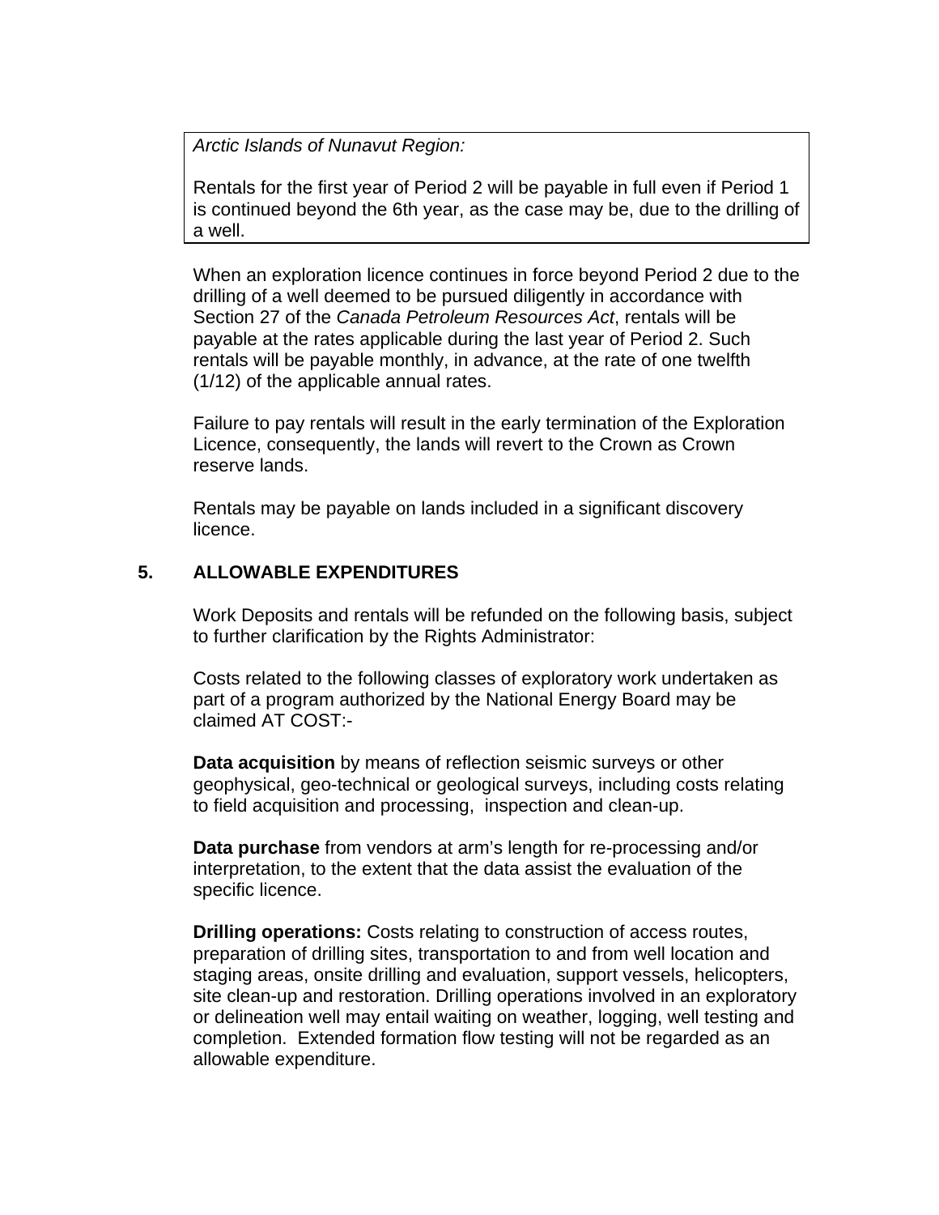*Arctic Islands of Nunavut Region:*

Rentals for the first year of Period 2 will be payable in full even if Period 1 is continued beyond the 6th year, as the case may be, due to the drilling of a well.

When an exploration licence continues in force beyond Period 2 due to the drilling of a well deemed to be pursued diligently in accordance with Section 27 of the *Canada Petroleum Resources Act*, rentals will be payable at the rates applicable during the last year of Period 2. Such rentals will be payable monthly, in advance, at the rate of one twelfth (1/12) of the applicable annual rates.

Failure to pay rentals will result in the early termination of the Exploration Licence, consequently, the lands will revert to the Crown as Crown reserve lands.

Rentals may be payable on lands included in a significant discovery licence.

## 5. ALLOWABLE EXPENDITURES

Work Deposits and rentals will be refunded on the following basis, subject to further clarification by the Rights Administrator:

Costs related to the following classes of exploratory work undertaken as part of a program authorized by the National Energy Board may be claimed AT COST:-

**Data acquisition** by means of reflection seismic surveys or other geophysical, geo-technical or geological surveys, including costs relating to field acquisition and processing, inspection and clean-up.

**Data purchase** from vendors at arm's length for re-processing and/or interpretation, to the extent that the data assist the evaluation of the specific licence.

**Drilling operations:** Costs relating to construction of access routes, preparation of drilling sites, transportation to and from well location and staging areas, onsite drilling and evaluation, support vessels, helicopters, site clean-up and restoration. Drilling operations involved in an exploratory or delineation well may entail waiting on weather, logging, well testing and completion. Extended formation flow testing will not be regarded as an allowable expenditure.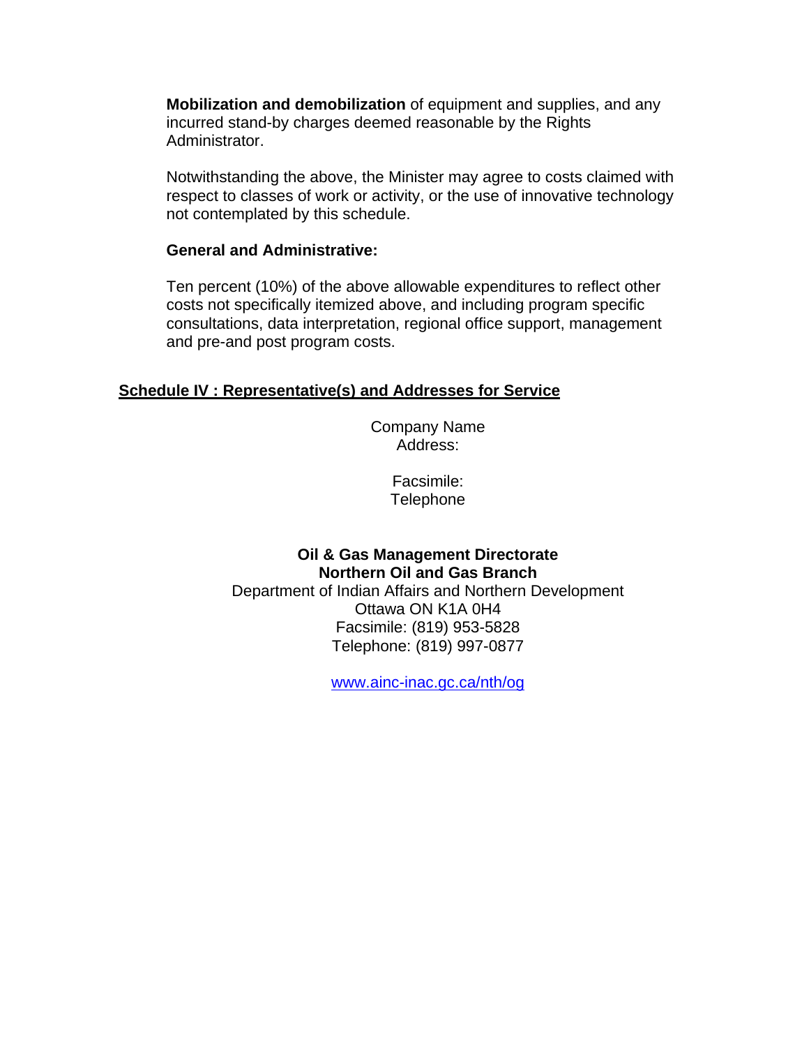**Mobilization and demobilization** of equipment and supplies, and any incurred stand-by charges deemed reasonable by the Rights Administrator.

Notwithstanding the above, the Minister may agree to costs claimed with respect to classes of work or activity, or the use of innovative technology not contemplated by this schedule.

**General and Administrative:**

Ten percent (10%) of the above allowable expenditures to reflect other costs not specifically itemized above, and including program specific consultations, data interpretation, regional office support, management and pre-and post program costs.

## Schedule IV : Representative(s) and Addresses for Service

Company Name
Address:

Facsimile:
Telephone

**Oil & Gas Management Directorate**
**Northern Oil and Gas Branch**
Department of Indian Affairs and Northern Development
Ottawa ON K1A 0H4
Facsimile: (819) 953-5828
Telephone: (819) 997-0877

www.ainc-inac.gc.ca/nth/og